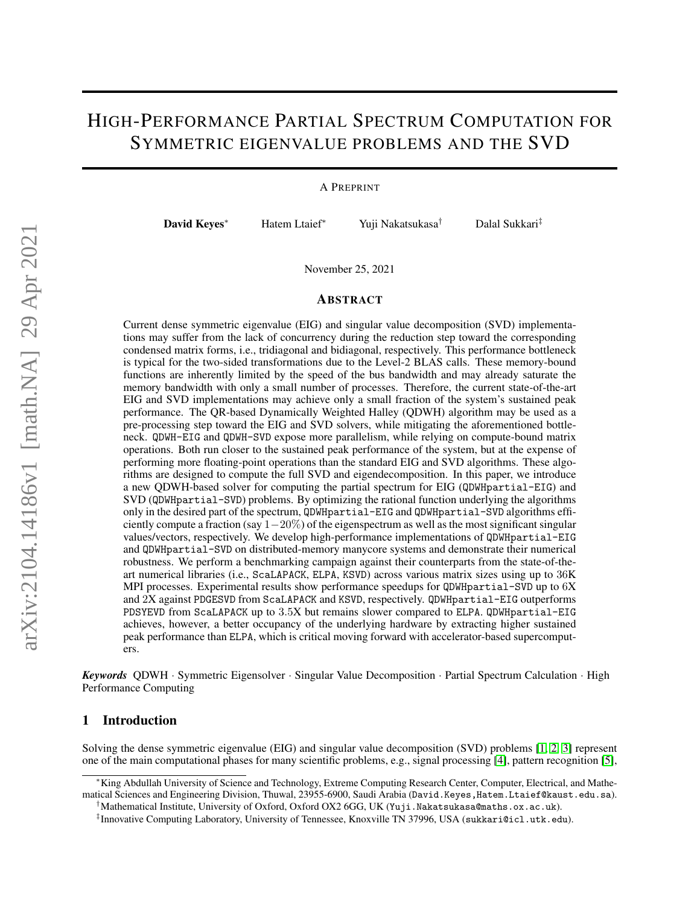# High-Performance Partial Spectrum Computation for Symmetric eigenvalue problems and the SVD

A Preprint

**David Keyes**[*] Hatem Ltaief[*] Yuji Nakatsukasa[†] Dalal Sukkari[‡]

November 25, 2021

## Abstract

Current dense symmetric eigenvalue (EIG) and singular value decomposition (SVD) implementations may suffer from the lack of concurrency during the reduction step toward the corresponding condensed matrix forms, i.e., tridiagonal and bidiagonal, respectively. This performance bottleneck is typical for the two-sided transformations due to the Level-2 BLAS calls. These memory-bound functions are inherently limited by the speed of the bus bandwidth and may already saturate the memory bandwidth with only a small number of processes. Therefore, the current state-of-the-art EIG and SVD implementations may achieve only a small fraction of the system's sustained peak performance. The QR-based Dynamically Weighted Halley (QDWH) algorithm may be used as a pre-processing step toward the EIG and SVD solvers, while mitigating the aforementioned bottleneck. `QDWH-EIG` and `QDWH-SVD` expose more parallelism, while relying on compute-bound matrix operations. Both run closer to the sustained peak performance of the system, but at the expense of performing more floating-point operations than the standard EIG and SVD algorithms. These algorithms are designed to compute the full SVD and eigendecomposition. In this paper, we introduce a new QDWH-based solver for computing the partial spectrum for EIG (`QDWHpartial-EIG`) and SVD (`QDWHpartial-SVD`) problems. By optimizing the rational function underlying the algorithms only in the desired part of the spectrum, `QDWHpartial-EIG` and `QDWHpartial-SVD` algorithms efficiently compute a fraction (say $1-20\%$) of the eigenspectrum as well as the most significant singular values/vectors, respectively. We develop high-performance implementations of `QDWHpartial-EIG` and `QDWHpartial-SVD` on distributed-memory manycore systems and demonstrate their numerical robustness. We perform a benchmarking campaign against their counterparts from the state-of-the-art numerical libraries (i.e., `ScaLAPACK`, `ELPA`, `KSVD`) across various matrix sizes using up to 36K MPI processes. Experimental results show performance speedups for `QDWHpartial-SVD` up to 6X and 2X against `PDGESVD` from `ScaLAPACK` and `KSVD`, respectively. `QDWHpartial-EIG` outperforms `PDSYEVD` from `ScaLAPACK` up to 3.5X but remains slower compared to `ELPA`. `QDWHpartial-EIG` achieves, however, a better occupancy of the underlying hardware by extracting higher sustained peak performance than `ELPA`, which is critical moving forward with accelerator-based supercomputers.

***Keywords*** QDWH · Symmetric Eigensolver · Singular Value Decomposition · Partial Spectrum Calculation · High Performance Computing

## 1 Introduction

Solving the dense symmetric eigenvalue (EIG) and singular value decomposition (SVD) problems [1, 2, 3] represent one of the main computational phases for many scientific problems, e.g., signal processing [4], pattern recognition [5],

---

[*] King Abdullah University of Science and Technology, Extreme Computing Research Center, Computer, Electrical, and Mathematical Sciences and Engineering Division, Thuwal, 23955-6900, Saudi Arabia (David.Keyes,Hatem.Ltaief@kaust.edu.sa).

[†] Mathematical Institute, University of Oxford, Oxford OX2 6GG, UK (Yuji.Nakatsukasa@maths.ox.ac.uk).

[‡] Innovative Computing Laboratory, University of Tennessee, Knoxville TN 37996, USA (sukkari@icl.utk.edu).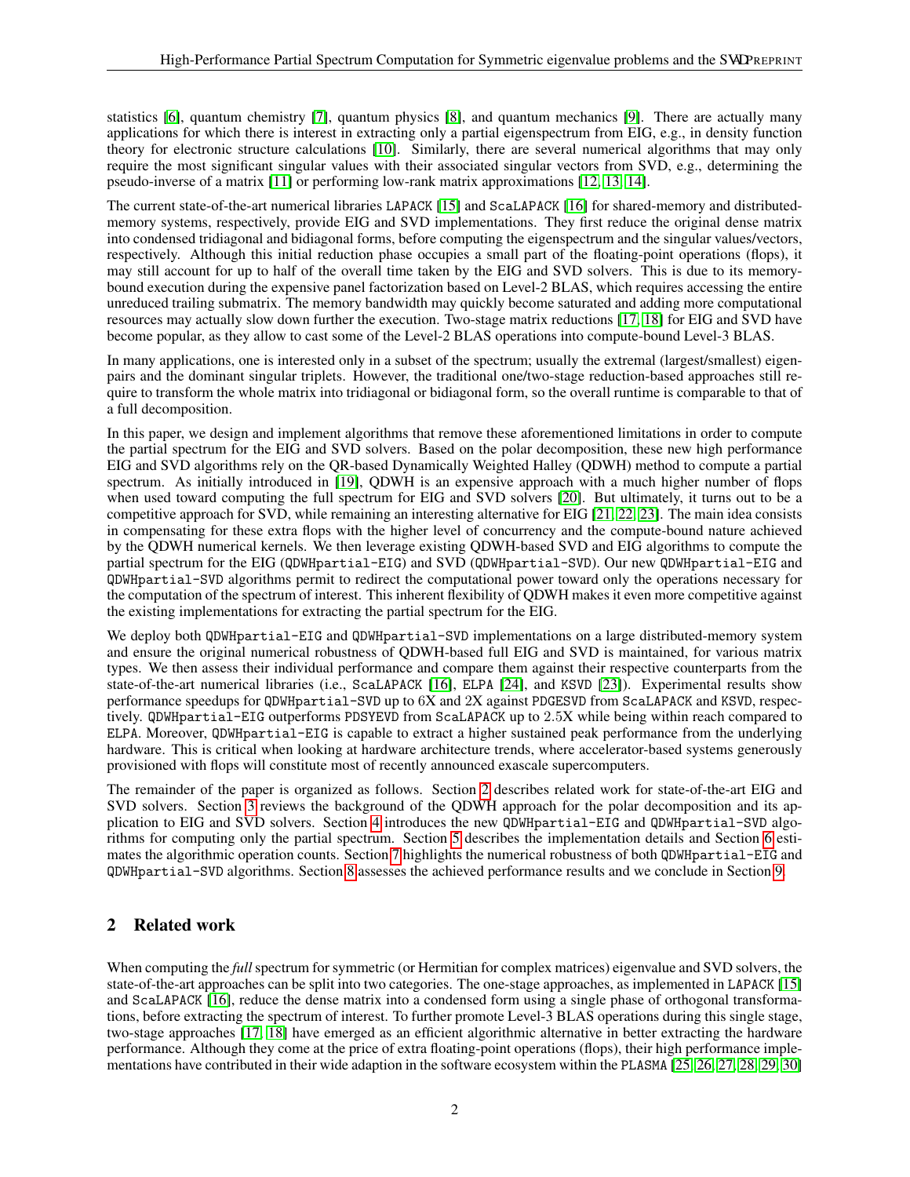statistics [6], quantum chemistry [7], quantum physics [8], and quantum mechanics [9]. There are actually many applications for which there is interest in extracting only a partial eigenspectrum from EIG, e.g., in density function theory for electronic structure calculations [10]. Similarly, there are several numerical algorithms that may only require the most significant singular values with their associated singular vectors from SVD, e.g., determining the pseudo-inverse of a matrix [11] or performing low-rank matrix approximations [12, 13, 14].

The current state-of-the-art numerical libraries LAPACK [15] and ScaLAPACK [16] for shared-memory and distributed-memory systems, respectively, provide EIG and SVD implementations. They first reduce the original dense matrix into condensed tridiagonal and bidiagonal forms, before computing the eigenspectrum and the singular values/vectors, respectively. Although this initial reduction phase occupies a small part of the floating-point operations (flops), it may still account for up to half of the overall time taken by the EIG and SVD solvers. This is due to its memory-bound execution during the expensive panel factorization based on Level-2 BLAS, which requires accessing the entire unreduced trailing submatrix. The memory bandwidth may quickly become saturated and adding more computational resources may actually slow down further the execution. Two-stage matrix reductions [17, 18] for EIG and SVD have become popular, as they allow to cast some of the Level-2 BLAS operations into compute-bound Level-3 BLAS.

In many applications, one is interested only in a subset of the spectrum; usually the extremal (largest/smallest) eigenpairs and the dominant singular triplets. However, the traditional one/two-stage reduction-based approaches still require to transform the whole matrix into tridiagonal or bidiagonal form, so the overall runtime is comparable to that of a full decomposition.

In this paper, we design and implement algorithms that remove these aforementioned limitations in order to compute the partial spectrum for the EIG and SVD solvers. Based on the polar decomposition, these new high performance EIG and SVD algorithms rely on the QR-based Dynamically Weighted Halley (QDWH) method to compute a partial spectrum. As initially introduced in [19], QDWH is an expensive approach with a much higher number of flops when used toward computing the full spectrum for EIG and SVD solvers [20]. But ultimately, it turns out to be a competitive approach for SVD, while remaining an interesting alternative for EIG [21, 22, 23]. The main idea consists in compensating for these extra flops with the higher level of concurrency and the compute-bound nature achieved by the QDWH numerical kernels. We then leverage existing QDWH-based SVD and EIG algorithms to compute the partial spectrum for the EIG (QDWHpartial-EIG) and SVD (QDWHpartial-SVD). Our new QDWHpartial-EIG and QDWHpartial-SVD algorithms permit to redirect the computational power toward only the operations necessary for the computation of the spectrum of interest. This inherent flexibility of QDWH makes it even more competitive against the existing implementations for extracting the partial spectrum for the EIG.

We deploy both QDWHpartial-EIG and QDWHpartial-SVD implementations on a large distributed-memory system and ensure the original numerical robustness of QDWH-based full EIG and SVD is maintained, for various matrix types. We then assess their individual performance and compare them against their respective counterparts from the state-of-the-art numerical libraries (i.e., ScaLAPACK [16], ELPA [24], and KSVD [23]). Experimental results show performance speedups for QDWHpartial-SVD up to 6X and 2X against PDGESVD from ScaLAPACK and KSVD, respectively. QDWHpartial-EIG outperforms PDSYEVD from ScaLAPACK up to 2.5X while being within reach compared to ELPA. Moreover, QDWHpartial-EIG is capable to extract a higher sustained peak performance from the underlying hardware. This is critical when looking at hardware architecture trends, where accelerator-based systems generously provisioned with flops will constitute most of recently announced exascale supercomputers.

The remainder of the paper is organized as follows. Section 2 describes related work for state-of-the-art EIG and SVD solvers. Section 3 reviews the background of the QDWH approach for the polar decomposition and its application to EIG and SVD solvers. Section 4 introduces the new QDWHpartial-EIG and QDWHpartial-SVD algorithms for computing only the partial spectrum. Section 5 describes the implementation details and Section 6 estimates the algorithmic operation counts. Section 7 highlights the numerical robustness of both QDWHpartial-EIG and QDWHpartial-SVD algorithms. Section 8 assesses the achieved performance results and we conclude in Section 9.

## 2 Related work

When computing the *full* spectrum for symmetric (or Hermitian for complex matrices) eigenvalue and SVD solvers, the state-of-the-art approaches can be split into two categories. The one-stage approaches, as implemented in LAPACK [15] and ScaLAPACK [16], reduce the dense matrix into a condensed form using a single phase of orthogonal transformations, before extracting the spectrum of interest. To further promote Level-3 BLAS operations during this single stage, two-stage approaches [17, 18] have emerged as an efficient algorithmic alternative in better extracting the hardware performance. Although they come at the price of extra floating-point operations (flops), their high performance implementations have contributed in their wide adaption in the software ecosystem within the PLASMA [25, 26, 27, 28, 29, 30]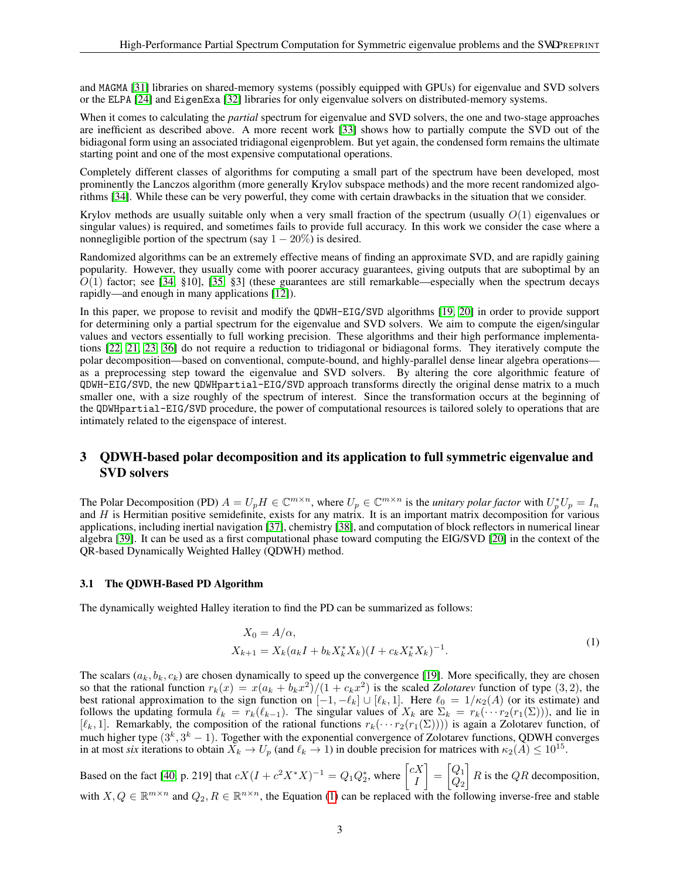and MAGMA [31] libraries on shared-memory systems (possibly equipped with GPUs) for eigenvalue and SVD solvers or the ELPA [24] and EigenExa [32] libraries for only eigenvalue solvers on distributed-memory systems.

When it comes to calculating the *partial* spectrum for eigenvalue and SVD solvers, the one and two-stage approaches are inefficient as described above. A more recent work [33] shows how to partially compute the SVD out of the bidiagonal form using an associated tridiagonal eigenproblem. But yet again, the condensed form remains the ultimate starting point and one of the most expensive computational operations.

Completely different classes of algorithms for computing a small part of the spectrum have been developed, most prominently the Lanczos algorithm (more generally Krylov subspace methods) and the more recent randomized algorithms [34]. While these can be very powerful, they come with certain drawbacks in the situation that we consider.

Krylov methods are usually suitable only when a very small fraction of the spectrum (usually $O(1)$ eigenvalues or singular values) is required, and sometimes fails to provide full accuracy. In this work we consider the case where a nonnegligible portion of the spectrum (say $1-20\%$) is desired.

Randomized algorithms can be an extremely effective means of finding an approximate SVD, and are rapidly gaining popularity. However, they usually come with poorer accuracy guarantees, giving outputs that are suboptimal by an $O(1)$ factor; see [34, §10], [35, §3] (these guarantees are still remarkable—especially when the spectrum decays rapidly—and enough in many applications [12]).

In this paper, we propose to revisit and modify the QDWH-EIG/SVD algorithms [19, 20] in order to provide support for determining only a partial spectrum for the eigenvalue and SVD solvers. We aim to compute the eigen/singular values and vectors essentially to full working precision. These algorithms and their high performance implementations [22, 21, 23, 36] do not require a reduction to tridiagonal or bidiagonal forms. They iteratively compute the polar decomposition—based on conventional, compute-bound, and highly-parallel dense linear algebra operations—as a preprocessing step toward the eigenvalue and SVD solvers. By altering the core algorithmic feature of QDWH-EIG/SVD, the new QDWHpartial-EIG/SVD approach transforms directly the original dense matrix to a much smaller one, with a size roughly of the spectrum of interest. Since the transformation occurs at the beginning of the QDWHpartial-EIG/SVD procedure, the power of computational resources is tailored solely to operations that are intimately related to the eigenspace of interest.

## 3 QDWH-based polar decomposition and its application to full symmetric eigenvalue and SVD solvers

The Polar Decomposition (PD) $A = U_p H \in \mathbb{C}^{m\times n}$, where $U_p \in \mathbb{C}^{m\times n}$ is the *unitary polar factor* with $U_p^* U_p = I_n$ and $H$ is Hermitian positive semidefinite, exists for any matrix. It is an important matrix decomposition for various applications, including inertial navigation [37], chemistry [38], and computation of block reflectors in numerical linear algebra [39]. It can be used as a first computational phase toward computing the EIG/SVD [20] in the context of the QR-based Dynamically Weighted Halley (QDWH) method.

### 3.1 The QDWH-Based PD Algorithm

The dynamically weighted Halley iteration to find the PD can be summarized as follows:

$$
\begin{aligned}
X_0 &= A/\alpha, \\
X_{k+1} &= X_k(a_k I + b_k X_k^* X_k)(I + c_k X_k^* X_k)^{-1}.
\end{aligned} \tag{1}
$$

The scalars $(a_k, b_k, c_k)$ are chosen dynamically to speed up the convergence [19]. More specifically, they are chosen so that the rational function $r_k(x) = x(a_k + b_k x^2)/(1 + c_k x^2)$ is the scaled *Zolotarev* function of type $(3, 2)$, the best rational approximation to the sign function on $[-1, -\ell_k] \cup [\ell_k, 1]$. Here $\ell_0 = 1/\kappa_2(A)$ (or its estimate) and follows the updating formula $\ell_k = r_k(\ell_{k-1})$. The singular values of $X_k$ are $\Sigma_k = r_k(\cdots r_2(r_1(\Sigma)))$, and lie in $[\ell_k, 1]$. Remarkably, the composition of the rational functions $r_k(\cdots r_2(r_1(\Sigma)))$ is again a Zolotarev function, of much higher type $(3^k, 3^k - 1)$. Together with the exponential convergence of Zolotarev functions, QDWH converges in at most *six* iterations to obtain $X_k \to U_p$ (and $\ell_k \to 1$) in double precision for matrices with $\kappa_2(A) \leq 10^{15}$.

Based on the fact [40, p. 219] that $cX(I + c^2 X^* X)^{-1} = Q_1 Q_2^*$, where $\begin{bmatrix} cX \\ I \end{bmatrix} = \begin{bmatrix} Q_1 \\ Q_2 \end{bmatrix} R$ is the $QR$ decomposition, with $X, Q \in \mathbb{R}^{m\times n}$ and $Q_2, R \in \mathbb{R}^{n\times n}$, the Equation (1) can be replaced with the following inverse-free and stable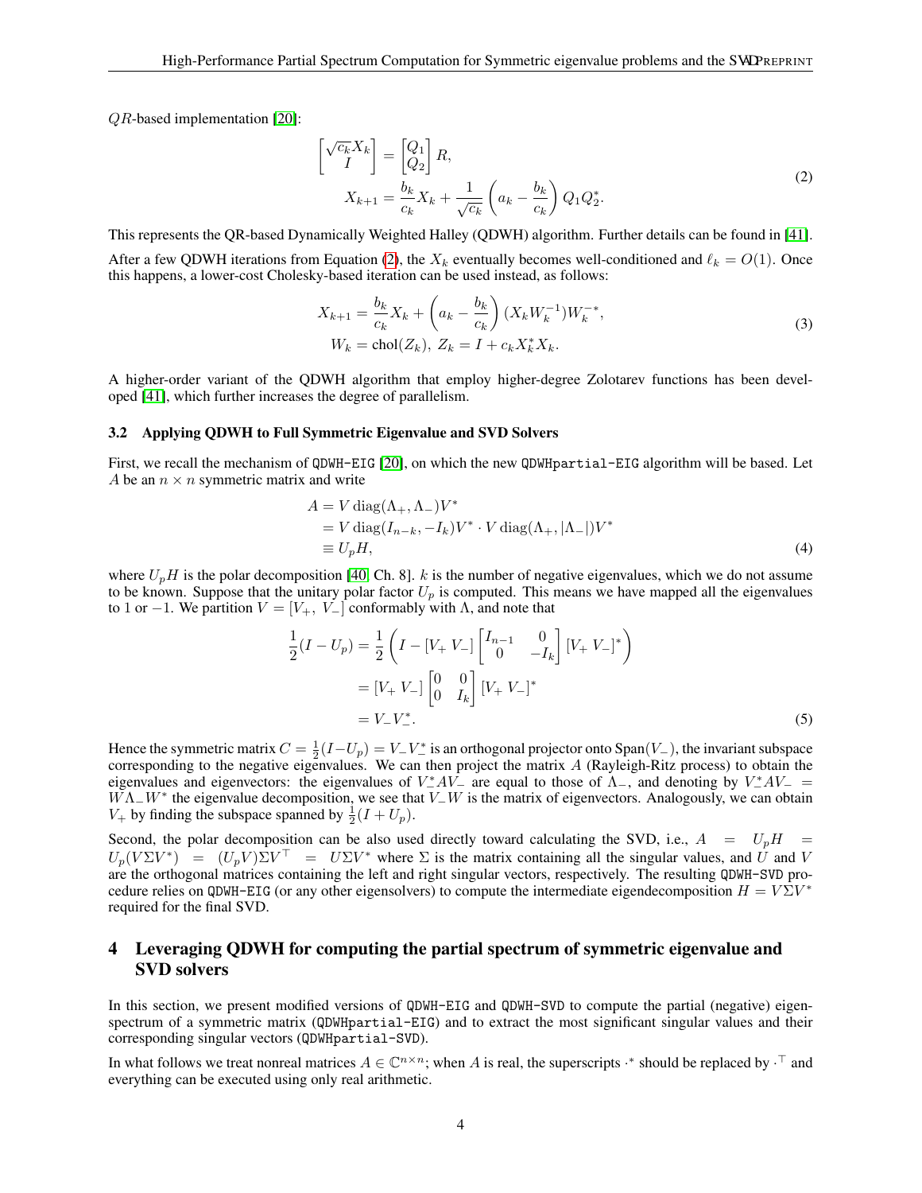$QR$-based implementation [20]:

$$
\begin{bmatrix} \sqrt{c_k} X_k \\ I \end{bmatrix} = \begin{bmatrix} Q_1 \\ Q_2 \end{bmatrix} R,
$$

$$
X_{k+1} = \frac{b_k}{c_k} X_k + \frac{1}{\sqrt{c_k}} \left( a_k - \frac{b_k}{c_k} \right) Q_1 Q_2^*. \tag{2}
$$

This represents the QR-based Dynamically Weighted Halley (QDWH) algorithm. Further details can be found in [41].

After a few QDWH iterations from Equation (2), the $X_k$ eventually becomes well-conditioned and $\ell_k = O(1)$. Once this happens, a lower-cost Cholesky-based iteration can be used instead, as follows:

$$
X_{k+1} = \frac{b_k}{c_k} X_k + \left( a_k - \frac{b_k}{c_k} \right) (X_k W_k^{-1}) W_k^{-*},
$$

$$
W_k = \mathrm{chol}(Z_k), \; Z_k = I + c_k X_k^* X_k. \tag{3}
$$

A higher-order variant of the QDWH algorithm that employ higher-degree Zolotarev functions has been developed [41], which further increases the degree of parallelism.

### 3.2 Applying QDWH to Full Symmetric Eigenvalue and SVD Solvers

First, we recall the mechanism of QDWH-EIG [20], on which the new QDWHpartial-EIG algorithm will be based. Let $A$ be an $n \times n$ symmetric matrix and write

$$
\begin{aligned}
A &= V \operatorname{diag}(\Lambda_+, \Lambda_-) V^* \\
&= V \operatorname{diag}(I_{n-k}, -I_k) V^* \cdot V \operatorname{diag}(\Lambda_+, |\Lambda_-|) V^* \\
&\equiv U_p H,
\end{aligned} \tag{4}
$$

where $U_p H$ is the polar decomposition [40, Ch. 8]. $k$ is the number of negative eigenvalues, which we do not assume to be known. Suppose that the unitary polar factor $U_p$ is computed. This means we have mapped all the eigenvalues to 1 or $-1$. We partition $V = [V_+, \; V_-]$ conformably with $\Lambda$, and note that

$$
\begin{aligned}
\frac{1}{2}(I - U_p) &= \frac{1}{2} \left( I - [V_+ \; V_-] \begin{bmatrix} I_{n-1} & 0 \\ 0 & -I_k \end{bmatrix} [V_+ \; V_-]^* \right) \\
&= [V_+ \; V_-] \begin{bmatrix} 0 & 0 \\ 0 & I_k \end{bmatrix} [V_+ \; V_-]^* \\
&= V_- V_-^*.
\end{aligned} \tag{5}
$$

Hence the symmetric matrix $C = \frac{1}{2}(I - U_p) = V_- V_-^*$ is an orthogonal projector onto $\mathrm{Span}(V_-)$, the invariant subspace corresponding to the negative eigenvalues. We can then project the matrix $A$ (Rayleigh-Ritz process) to obtain the eigenvalues and eigenvectors: the eigenvalues of $V_-^* A V_-$ are equal to those of $\Lambda_-$, and denoting by $V_-^* A V_- = W \Lambda_- W^*$ the eigenvalue decomposition, we see that $V_- W$ is the matrix of eigenvectors. Analogously, we can obtain $V_+$ by finding the subspace spanned by $\frac{1}{2}(I + U_p)$.

Second, the polar decomposition can be also used directly toward calculating the SVD, i.e., $A = U_p H = U_p(V \Sigma V^*) = (U_p V) \Sigma V^\top = U \Sigma V^*$ where $\Sigma$ is the matrix containing all the singular values, and $U$ and $V$ are the orthogonal matrices containing the left and right singular vectors, respectively. The resulting QDWH-SVD procedure relies on QDWH-EIG (or any other eigensolvers) to compute the intermediate eigendecomposition $H = V \Sigma V^*$ required for the final SVD.

## 4 Leveraging QDWH for computing the partial spectrum of symmetric eigenvalue and SVD solvers

In this section, we present modified versions of QDWH-EIG and QDWH-SVD to compute the partial (negative) eigenspectrum of a symmetric matrix (QDWHpartial-EIG) and to extract the most significant singular values and their corresponding singular vectors (QDWHpartial-SVD).

In what follows we treat nonreal matrices $A \in \mathbb{C}^{n \times n}$; when $A$ is real, the superscripts $\cdot^*$ should be replaced by $\cdot^\top$ and everything can be executed using only real arithmetic.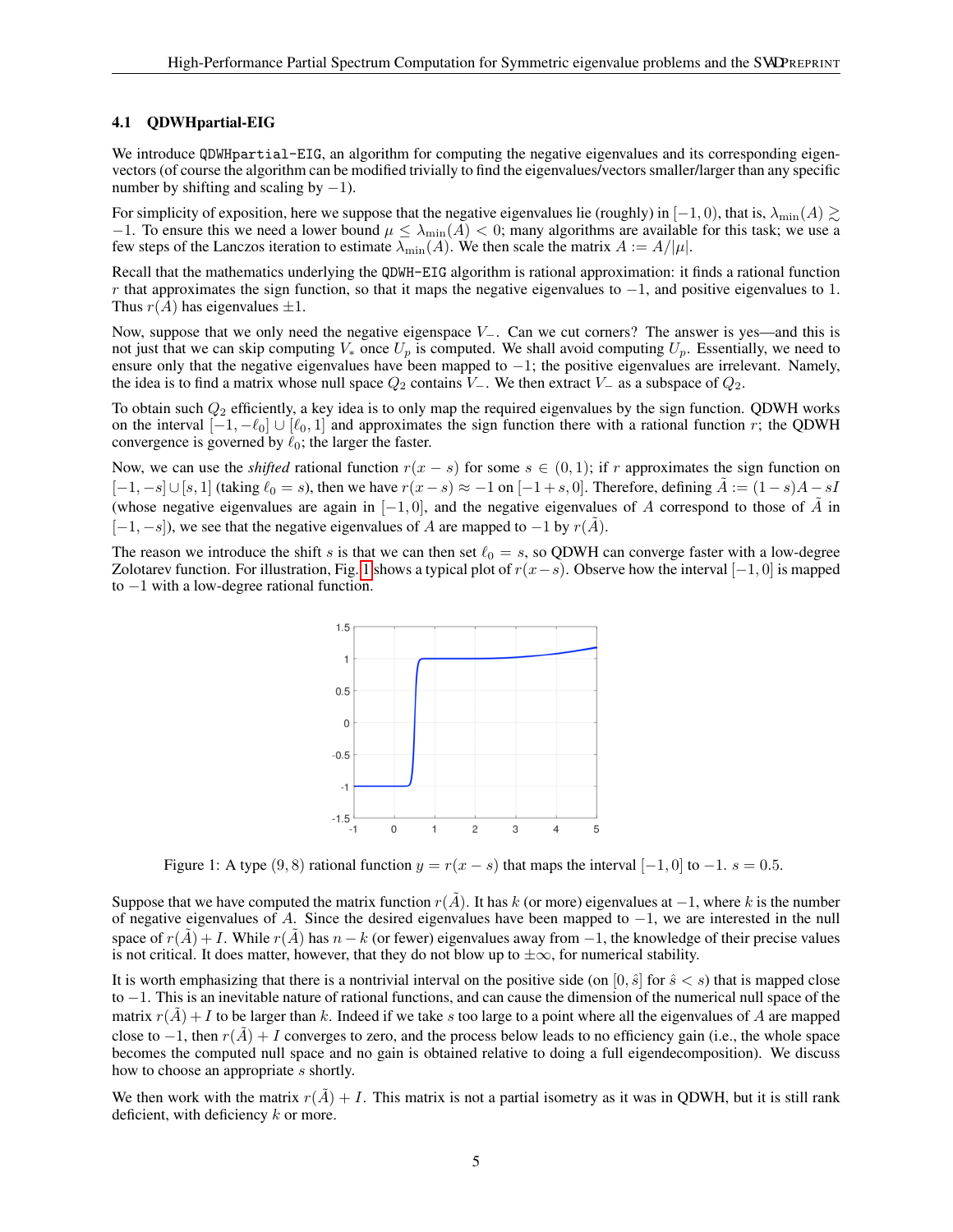### 4.1 QDWHpartial-EIG

We introduce `QDWHpartial-EIG`, an algorithm for computing the negative eigenvalues and its corresponding eigenvectors (of course the algorithm can be modified trivially to find the eigenvalues/vectors smaller/larger than any specific number by shifting and scaling by $-1$).

For simplicity of exposition, here we suppose that the negative eigenvalues lie (roughly) in $[-1, 0)$, that is, $\lambda_{\min}(A) \gtrsim -1$. To ensure this we need a lower bound $\mu \leq \lambda_{\min}(A) < 0$; many algorithms are available for this task; we use a few steps of the Lanczos iteration to estimate $\lambda_{\min}(A)$. We then scale the matrix $A := A/|\mu|$.

Recall that the mathematics underlying the `QDWH-EIG` algorithm is rational approximation: it finds a rational function $r$ that approximates the sign function, so that it maps the negative eigenvalues to $-1$, and positive eigenvalues to 1. Thus $r(A)$ has eigenvalues $\pm 1$.

Now, suppose that we only need the negative eigenspace $V_-$. Can we cut corners? The answer is yes—and this is not just that we can skip computing $V_*$ once $U_p$ is computed. We shall avoid computing $U_p$. Essentially, we need to ensure only that the negative eigenvalues have been mapped to $-1$; the positive eigenvalues are irrelevant. Namely, the idea is to find a matrix whose null space $Q_2$ contains $V_-$. We then extract $V_-$ as a subspace of $Q_2$.

To obtain such $Q_2$ efficiently, a key idea is to only map the required eigenvalues by the sign function. QDWH works on the interval $[-1, -\ell_0] \cup [\ell_0, 1]$ and approximates the sign function there with a rational function $r$; the QDWH convergence is governed by $\ell_0$; the larger the faster.

Now, we can use the *shifted* rational function $r(x - s)$ for some $s \in (0, 1)$; if $r$ approximates the sign function on $[-1, -s] \cup [s, 1]$ (taking $\ell_0 = s$), then we have $r(x - s) \approx -1$ on $[-1 + s, 0]$. Therefore, defining $\tilde{A} := (1 - s)A - sI$ (whose negative eigenvalues are again in $[-1, 0]$, and the negative eigenvalues of $A$ correspond to those of $\tilde{A}$ in $[-1, -s]$), we see that the negative eigenvalues of $A$ are mapped to $-1$ by $r(\tilde{A})$.

The reason we introduce the shift $s$ is that we can then set $\ell_0 = s$, so QDWH can converge faster with a low-degree Zolotarev function. For illustration, Fig. 1 shows a typical plot of $r(x - s)$. Observe how the interval $[-1, 0]$ is mapped to $-1$ with a low-degree rational function.

Figure 1: A type $(9, 8)$ rational function $y = r(x - s)$ that maps the interval $[-1, 0]$ to $-1$. $s = 0.5$.

Suppose that we have computed the matrix function $r(\tilde{A})$. It has $k$ (or more) eigenvalues at $-1$, where $k$ is the number of negative eigenvalues of $A$. Since the desired eigenvalues have been mapped to $-1$, we are interested in the null space of $r(\tilde{A}) + I$. While $r(\tilde{A})$ has $n - k$ (or fewer) eigenvalues away from $-1$, the knowledge of their precise values is not critical. It does matter, however, that they do not blow up to $\pm\infty$, for numerical stability.

It is worth emphasizing that there is a nontrivial interval on the positive side (on $[0, \hat{s}]$ for $\hat{s} < s$) that is mapped close to $-1$. This is an inevitable nature of rational functions, and can cause the dimension of the numerical null space of the matrix $r(\tilde{A}) + I$ to be larger than $k$. Indeed if we take $s$ too large to a point where all the eigenvalues of $A$ are mapped close to $-1$, then $r(\tilde{A}) + I$ converges to zero, and the process below leads to no efficiency gain (i.e., the whole space becomes the computed null space and no gain is obtained relative to doing a full eigendecomposition). We discuss how to choose an appropriate $s$ shortly.

We then work with the matrix $r(\tilde{A}) + I$. This matrix is not a partial isometry as it was in QDWH, but it is still rank deficient, with deficiency $k$ or more.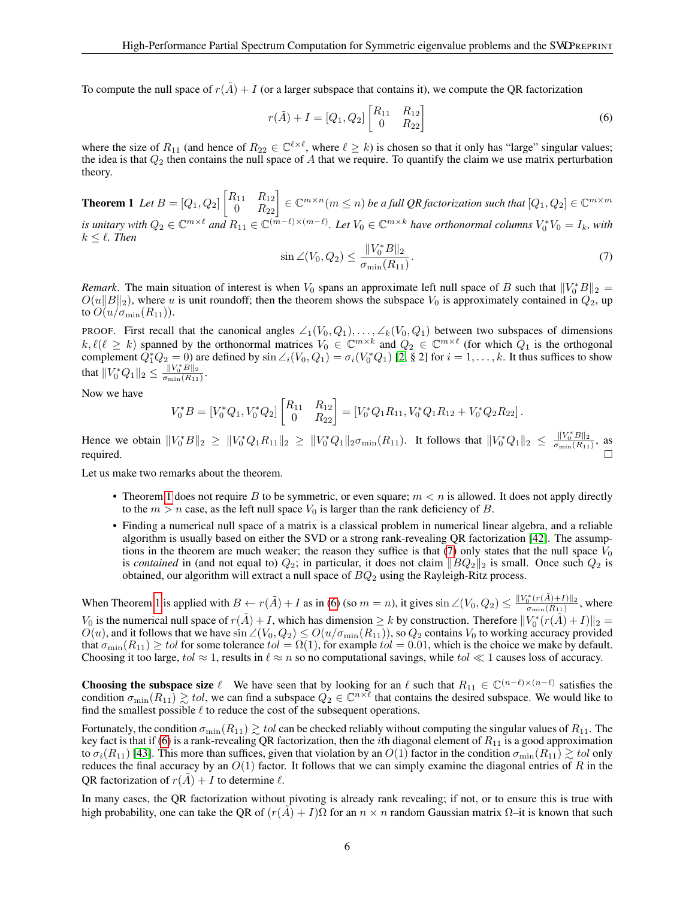To compute the null space of $r(\tilde{A}) + I$ (or a larger subspace that contains it), we compute the QR factorization

$$r(\tilde{A}) + I = [Q_1, Q_2] \begin{bmatrix} R_{11} & R_{12} \\ 0 & R_{22} \end{bmatrix} \tag{6}$$

where the size of $R_{11}$ (and hence of $R_{22} \in \mathbb{C}^{\ell \times \ell}$, where $\ell \geq k$) is chosen so that it only has "large" singular values; the idea is that $Q_2$ then contains the null space of $A$ that we require. To quantify the claim we use matrix perturbation theory.

**Theorem 1** *Let $B = [Q_1, Q_2] \begin{bmatrix} R_{11} & R_{12} \\ 0 & R_{22} \end{bmatrix} \in \mathbb{C}^{m \times n} (m \leq n)$ be a full QR factorization such that $[Q_1, Q_2] \in \mathbb{C}^{m \times m}$ is unitary with $Q_2 \in \mathbb{C}^{m \times \ell}$ and $R_{11} \in \mathbb{C}^{(m-\ell)\times(m-\ell)}$. Let $V_0 \in \mathbb{C}^{m \times k}$ have orthonormal columns $V_0^* V_0 = I_k$, with $k \leq \ell$. Then*

$$\sin \angle(V_0, Q_2) \leq \frac{\|V_0^* B\|_2}{\sigma_{\min}(R_{11})}. \tag{7}$$

*Remark*. The main situation of interest is when $V_0$ spans an approximate left null space of $B$ such that $\|V_0^* B\|_2 = O(u\|B\|_2)$, where $u$ is unit roundoff; then the theorem shows the subspace $V_0$ is approximately contained in $Q_2$, up to $O(u/\sigma_{\min}(R_{11}))$.

PROOF. First recall that the canonical angles $\angle_1(V_0, Q_1), \ldots, \angle_k(V_0, Q_1)$ between two subspaces of dimensions $k, \ell (\ell \geq k)$ spanned by the orthonormal matrices $V_0 \in \mathbb{C}^{m \times k}$ and $Q_2 \in \mathbb{C}^{m \times \ell}$ (for which $Q_1$ is the orthogonal complement $Q_1^* Q_2 = 0$) are defined by $\sin \angle_i(V_0, Q_1) = \sigma_i(V_0^* Q_1)$ [2, § 2] for $i = 1, \ldots, k$. It thus suffices to show that $\|V_0^* Q_1\|_2 \leq \frac{\|V_0^* B\|_2}{\sigma_{\min}(R_{11})}$.

Now we have

$$V_0^* B = [V_0^* Q_1, V_0^* Q_2] \begin{bmatrix} R_{11} & R_{12} \\ 0 & R_{22} \end{bmatrix} = [V_0^* Q_1 R_{11}, V_0^* Q_1 R_{12} + V_0^* Q_2 R_{22}].$$

Hence we obtain $\|V_0^* B\|_2 \geq \|V_0^* Q_1 R_{11}\|_2 \geq \|V_0^* Q_1\|_2 \sigma_{\min}(R_{11})$. It follows that $\|V_0^* Q_1\|_2 \leq \frac{\|V_0^* B\|_2}{\sigma_{\min}(R_{11})}$, as required. □

Let us make two remarks about the theorem.

- Theorem 1 does not require $B$ to be symmetric, or even square; $m < n$ is allowed. It does not apply directly to the $m > n$ case, as the left null space $V_0$ is larger than the rank deficiency of $B$.
- Finding a numerical null space of a matrix is a classical problem in numerical linear algebra, and a reliable algorithm is usually based on either the SVD or a strong rank-revealing QR factorization [42]. The assumptions in the theorem are much weaker; the reason they suffice is that (7) only states that the null space $V_0$ is *contained* in (and not equal to) $Q_2$; in particular, it does not claim $\|BQ_2\|_2$ is small. Once such $Q_2$ is obtained, our algorithm will extract a null space of $BQ_2$ using the Rayleigh-Ritz process.

When Theorem 1 is applied with $B \leftarrow r(\tilde{A}) + I$ as in (6) (so $m = n$), it gives $\sin \angle(V_0, Q_2) \leq \frac{\|V_0^*(r(\tilde{A})+I)\|_2}{\sigma_{\min}(R_{11})}$, where $V_0$ is the numerical null space of $r(\tilde{A}) + I$, which has dimension $\geq k$ by construction. Therefore $\|V_0^*(r(\tilde{A}) + I)\|_2 = O(u)$, and it follows that we have $\sin \angle(V_0, Q_2) \leq O(u/\sigma_{\min}(R_{11}))$, so $Q_2$ contains $V_0$ to working accuracy provided that $\sigma_{\min}(R_{11}) \geq tol$ for some tolerance $tol = \Omega(1)$, for example $tol = 0.01$, which is the choice we make by default. Choosing it too large, $tol \approx 1$, results in $\ell \approx n$ so no computational savings, while $tol \ll 1$ causes loss of accuracy.

**Choosing the subspace size $\ell$** We have seen that by looking for an $\ell$ such that $R_{11} \in \mathbb{C}^{(n-\ell)\times(n-\ell)}$ satisfies the condition $\sigma_{\min}(R_{11}) \gtrsim tol$, we can find a subspace $Q_2 \in \mathbb{C}^{n \times \ell}$ that contains the desired subspace. We would like to find the smallest possible $\ell$ to reduce the cost of the subsequent operations.

Fortunately, the condition $\sigma_{\min}(R_{11}) \gtrsim tol$ can be checked reliably without computing the singular values of $R_{11}$. The key fact is that if (6) is a rank-revealing QR factorization, then the $i$th diagonal element of $R_{11}$ is a good approximation to $\sigma_i(R_{11})$ [43]. This more than suffices, given that violation by an $O(1)$ factor in the condition $\sigma_{\min}(R_{11}) \gtrsim tol$ only reduces the final accuracy by an $O(1)$ factor. It follows that we can simply examine the diagonal entries of $R$ in the QR factorization of $r(\tilde{A}) + I$ to determine $\ell$.

In many cases, the QR factorization without pivoting is already rank revealing; if not, or to ensure this is true with high probability, one can take the QR of $(r(\tilde{A}) + I)\Omega$ for an $n \times n$ random Gaussian matrix $\Omega$–it is known that such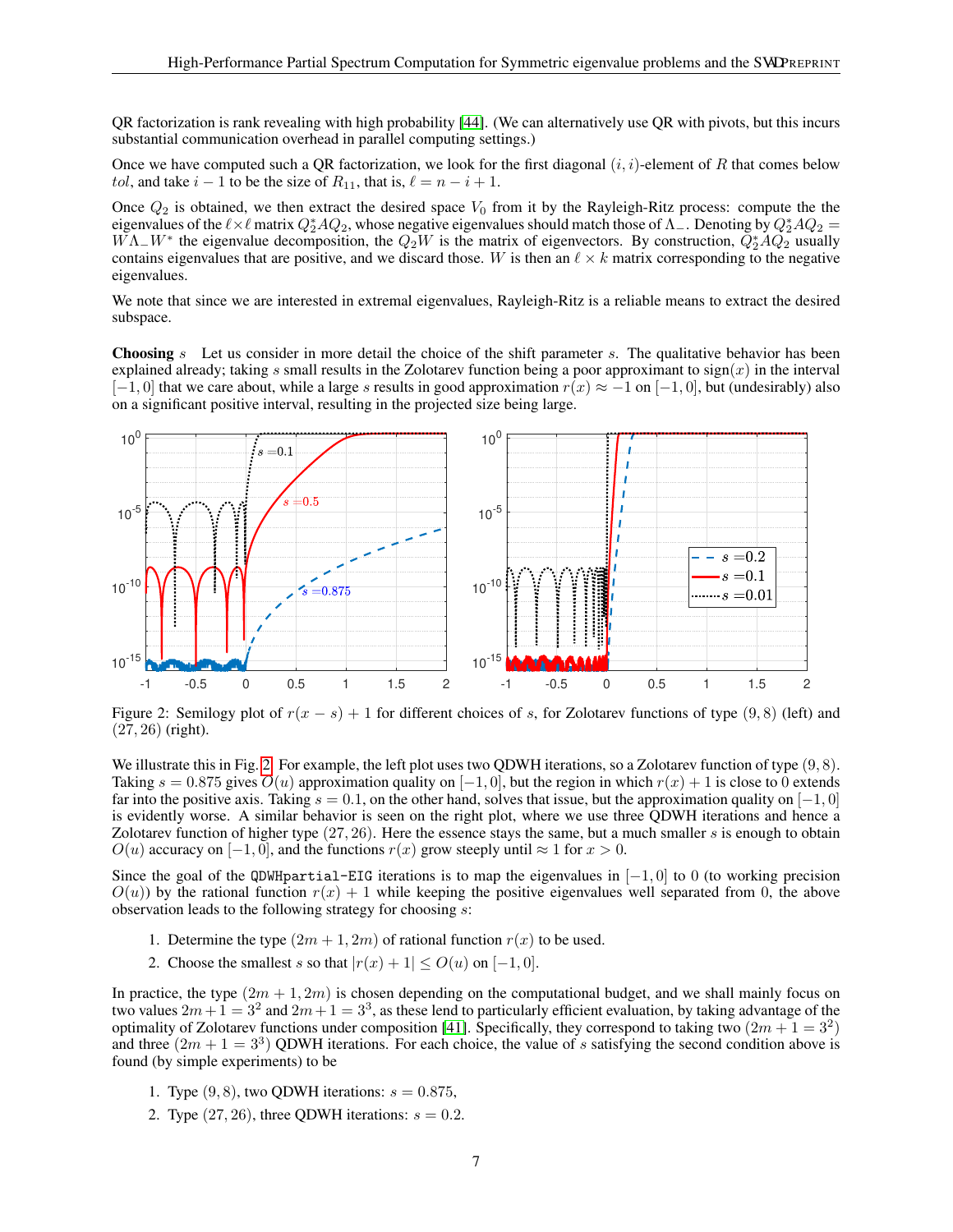QR factorization is rank revealing with high probability [44]. (We can alternatively use QR with pivots, but this incurs substantial communication overhead in parallel computing settings.)

Once we have computed such a QR factorization, we look for the first diagonal $(i, i)$-element of $R$ that comes below $tol$, and take $i - 1$ to be the size of $R_{11}$, that is, $\ell = n - i + 1$.

Once $Q_2$ is obtained, we then extract the desired space $V_0$ from it by the Rayleigh-Ritz process: compute the the eigenvalues of the $\ell \times \ell$ matrix $Q_2^* A Q_2$, whose negative eigenvalues should match those of $\Lambda_-$. Denoting by $Q_2^* A Q_2 = W \Lambda_- W^*$ the eigenvalue decomposition, the $Q_2 W$ is the matrix of eigenvectors. By construction, $Q_2^* A Q_2$ usually contains eigenvalues that are positive, and we discard those. $W$ is then an $\ell \times k$ matrix corresponding to the negative eigenvalues.

We note that since we are interested in extremal eigenvalues, Rayleigh-Ritz is a reliable means to extract the desired subspace.

**Choosing $s$** Let us consider in more detail the choice of the shift parameter $s$. The qualitative behavior has been explained already; taking $s$ small results in the Zolotarev function being a poor approximant to $\text{sign}(x)$ in the interval $[-1, 0]$ that we care about, while a large $s$ results in good approximation $r(x) \approx -1$ on $[-1, 0]$, but (undesirably) also on a significant positive interval, resulting in the projected size being large.

Figure 2: Semilogy plot of $r(x - s) + 1$ for different choices of $s$, for Zolotarev functions of type $(9, 8)$ (left) and $(27, 26)$ (right).

We illustrate this in Fig. 2. For example, the left plot uses two QDWH iterations, so a Zolotarev function of type $(9, 8)$. Taking $s = 0.875$ gives $O(u)$ approximation quality on $[-1, 0]$, but the region in which $r(x) + 1$ is close to 0 extends far into the positive axis. Taking $s = 0.1$, on the other hand, solves that issue, but the approximation quality on $[-1, 0]$ is evidently worse. A similar behavior is seen on the right plot, where we use three QDWH iterations and hence a Zolotarev function of higher type $(27, 26)$. Here the essence stays the same, but a much smaller $s$ is enough to obtain $O(u)$ accuracy on $[-1, 0]$, and the functions $r(x)$ grow steeply until $\approx 1$ for $x > 0$.

Since the goal of the `QDWHpartial-EIG` iterations is to map the eigenvalues in $[-1, 0]$ to 0 (to working precision $O(u)$) by the rational function $r(x) + 1$ while keeping the positive eigenvalues well separated from 0, the above observation leads to the following strategy for choosing $s$:

1. Determine the type $(2m + 1, 2m)$ of rational function $r(x)$ to be used.
2. Choose the smallest $s$ so that $|r(x) + 1| \le O(u)$ on $[-1, 0]$.

In practice, the type $(2m + 1, 2m)$ is chosen depending on the computational budget, and we shall mainly focus on two values $2m + 1 = 3^2$ and $2m + 1 = 3^3$, as these lend to particularly efficient evaluation, by taking advantage of the optimality of Zolotarev functions under composition [41]. Specifically, they correspond to taking two $(2m + 1 = 3^2)$ and three $(2m + 1 = 3^3)$ QDWH iterations. For each choice, the value of $s$ satisfying the second condition above is found (by simple experiments) to be

1. Type $(9, 8)$, two QDWH iterations: $s = 0.875$,
2. Type $(27, 26)$, three QDWH iterations: $s = 0.2$.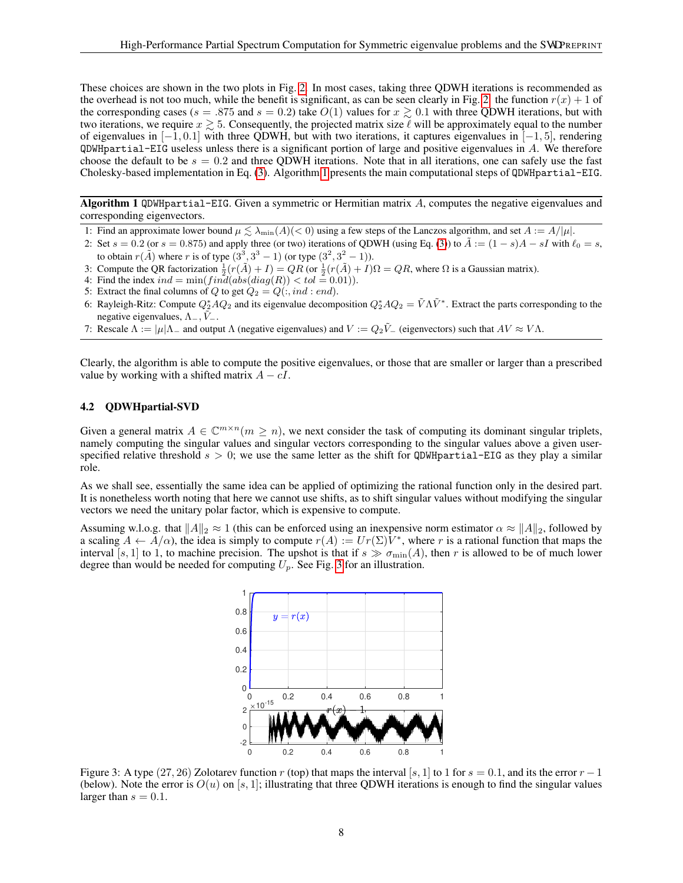These choices are shown in the two plots in Fig. 2. In most cases, taking three QDWH iterations is recommended as the overhead is not too much, while the benefit is significant, as can be seen clearly in Fig. 2: the function $r(x)+1$ of the corresponding cases ($s = .875$ and $s = 0.2$) take $O(1)$ values for $x \gtrsim 0.1$ with three QDWH iterations, but with two iterations, we require $x \gtrsim 5$. Consequently, the projected matrix size $\ell$ will be approximately equal to the number of eigenvalues in $[-1, 0.1]$ with three QDWH, but with two iterations, it captures eigenvalues in $[-1, 5]$, rendering QDWHpartial-EIG useless unless there is a significant portion of large and positive eigenvalues in $A$. We therefore choose the default to be $s = 0.2$ and three QDWH iterations. Note that in all iterations, one can safely use the fast Cholesky-based implementation in Eq. (3). Algorithm 1 presents the main computational steps of QDWHpartial-EIG.

---

**Algorithm 1** QDWHpartial-EIG. Given a symmetric or Hermitian matrix $A$, computes the negative eigenvalues and corresponding eigenvectors.

1: Find an approximate lower bound $\mu \lesssim \lambda_{\min}(A)(<0)$ using a few steps of the Lanczos algorithm, and set $A := A/|\mu|$.

2: Set $s = 0.2$ (or $s = 0.875$) and apply three (or two) iterations of QDWH (using Eq. (3)) to $\tilde{A} := (1-s)A - sI$ with $\ell_0 = s$, to obtain $r(\tilde{A})$ where $r$ is of type $(3^3, 3^3-1)$ (or type $(3^2, 3^2-1)$).

3: Compute the QR factorization $\frac{1}{2}(r(\tilde{A})+I) = QR$ (or $\frac{1}{2}(r(\tilde{A})+I)\Omega = QR$, where $\Omega$ is a Gaussian matrix).

4: Find the index $ind = \min(find(abs(diag(R)) < tol = 0.01))$.

5: Extract the final columns of $Q$ to get $Q_2 = Q(:, ind : end)$.

6: Rayleigh-Ritz: Compute $Q_2^*AQ_2$ and its eigenvalue decomposition $Q_2^*AQ_2 = \tilde{V}\Lambda\tilde{V}^*$. Extract the parts corresponding to the negative eigenvalues, $\Lambda_-, \tilde{V}_-$.

7: Rescale $\Lambda := |\mu|\Lambda_-$ and output $\Lambda$ (negative eigenvalues) and $V := Q_2\tilde{V}_-$ (eigenvectors) such that $AV \approx V\Lambda$.

---

Clearly, the algorithm is able to compute the positive eigenvalues, or those that are smaller or larger than a prescribed value by working with a shifted matrix $A - cI$.

### 4.2 QDWHpartial-SVD

Given a general matrix $A \in \mathbb{C}^{m\times n} (m \geq n)$, we next consider the task of computing its dominant singular triplets, namely computing the singular values and singular vectors corresponding to the singular values above a given user-specified relative threshold $s > 0$; we use the same letter as the shift for QDWHpartial-EIG as they play a similar role.

As we shall see, essentially the same idea can be applied of optimizing the rational function only in the desired part. It is nonetheless worth noting that here we cannot use shifts, as to shift singular values without modifying the singular vectors we need the unitary polar factor, which is expensive to compute.

Assuming w.l.o.g. that $\|A\|_2 \approx 1$ (this can be enforced using an inexpensive norm estimator $\alpha \approx \|A\|_2$, followed by a scaling $A \leftarrow A/\alpha$), the idea is simply to compute $r(A) := Ur(\Sigma)V^*$, where $r$ is a rational function that maps the interval $[s, 1]$ to 1, to machine precision. The upshot is that if $s \gg \sigma_{\min}(A)$, then $r$ is allowed to be of much lower degree than would be needed for computing $U_p$. See Fig. 3 for an illustration.

Figure 3: A type $(27, 26)$ Zolotarev function $r$ (top) that maps the interval $[s, 1]$ to 1 for $s = 0.1$, and its the error $r - 1$ (below). Note the error is $O(u)$ on $[s, 1]$; illustrating that three QDWH iterations is enough to find the singular values larger than $s = 0.1$.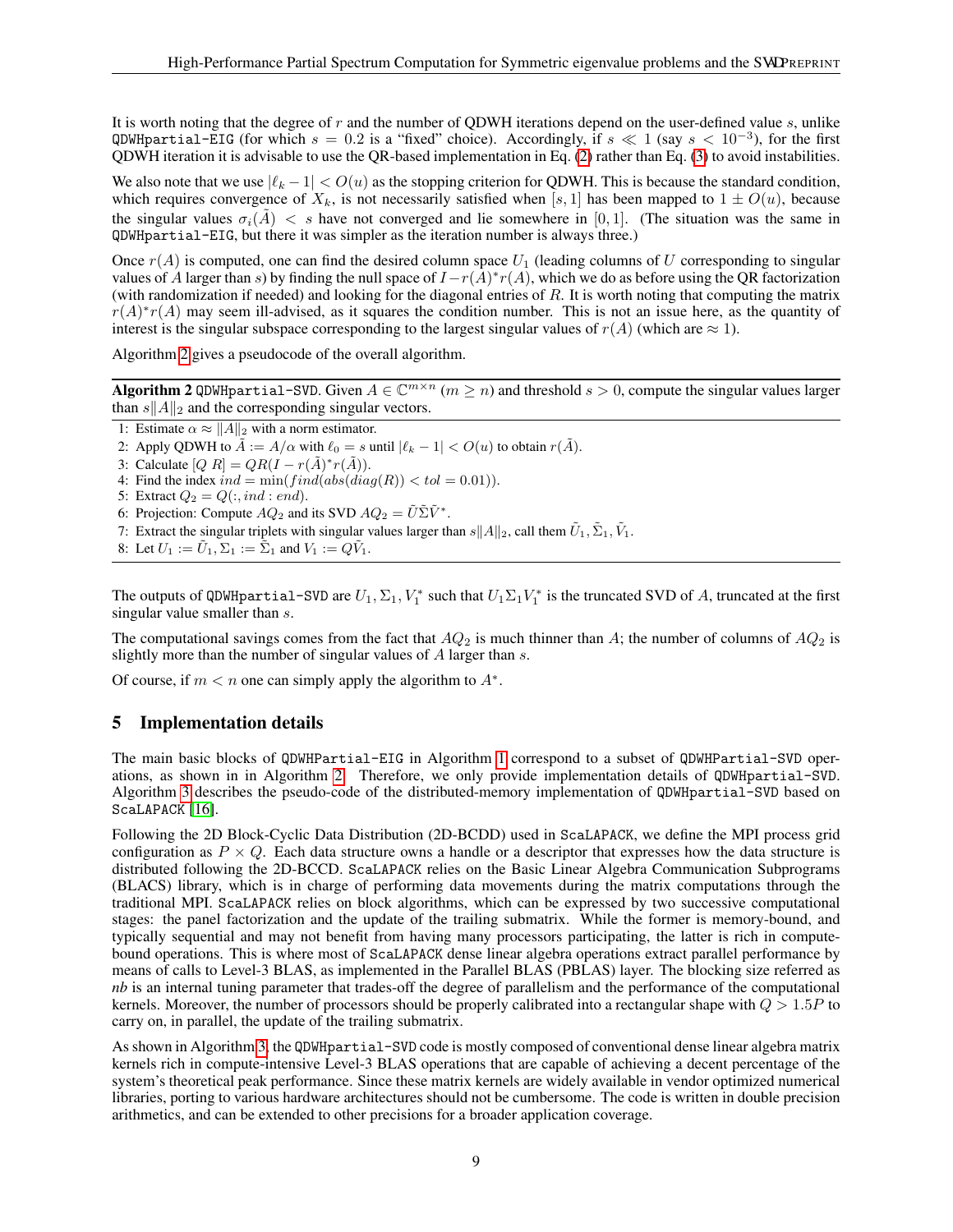It is worth noting that the degree of $r$ and the number of QDWH iterations depend on the user-defined value $s$, unlike `QDWHpartial-EIG` (for which $s = 0.2$ is a "fixed" choice). Accordingly, if $s \ll 1$ (say $s < 10^{-3}$), for the first QDWH iteration it is advisable to use the QR-based implementation in Eq. (2) rather than Eq. (3) to avoid instabilities.

We also note that we use $|\ell_k - 1| < O(u)$ as the stopping criterion for QDWH. This is because the standard condition, which requires convergence of $X_k$, is not necessarily satisfied when $[s, 1]$ has been mapped to $1 \pm O(u)$, because the singular values $\sigma_i(\tilde{A}) < s$ have not converged and lie somewhere in $[0, 1]$. (The situation was the same in `QDWHpartial-EIG`, but there it was simpler as the iteration number is always three.)

Once $r(A)$ is computed, one can find the desired column space $U_1$ (leading columns of $U$ corresponding to singular values of $A$ larger than $s$) by finding the null space of $I - r(A)^* r(A)$, which we do as before using the QR factorization (with randomization if needed) and looking for the diagonal entries of $R$. It is worth noting that computing the matrix $r(A)^* r(A)$ may seem ill-advised, as it squares the condition number. This is not an issue here, as the quantity of interest is the singular subspace corresponding to the largest singular values of $r(A)$ (which are $\approx 1$).

Algorithm 2 gives a pseudocode of the overall algorithm.

**Algorithm 2** `QDWHpartial-SVD`. Given $A \in \mathbb{C}^{m \times n}$ ($m \geq n$) and threshold $s > 0$, compute the singular values larger than $s\|A\|_2$ and the corresponding singular vectors.

1: Estimate $\alpha \approx \|A\|_2$ with a norm estimator.
2: Apply QDWH to $\tilde{A} := A/\alpha$ with $\ell_0 = s$ until $|\ell_k - 1| < O(u)$ to obtain $r(\tilde{A})$.
3: Calculate $[Q\ R] = QR(I - r(\tilde{A})^* r(\tilde{A}))$.
4: Find the index $ind = \min(find(abs(diag(R)) < tol = 0.01))$.
5: Extract $Q_2 = Q(:, ind : end)$.
6: Projection: Compute $AQ_2$ and its SVD $AQ_2 = \tilde{U}\tilde{\Sigma}\tilde{V}^*$.
7: Extract the singular triplets with singular values larger than $s\|A\|_2$, call them $\tilde{U}_1, \tilde{\Sigma}_1, \tilde{V}_1$.
8: Let $U_1 := \tilde{U}_1, \Sigma_1 := \tilde{\Sigma}_1$ and $V_1 := Q\tilde{V}_1$.

The outputs of `QDWHpartial-SVD` are $U_1, \Sigma_1, V_1^*$ such that $U_1 \Sigma_1 V_1^*$ is the truncated SVD of $A$, truncated at the first singular value smaller than $s$.

The computational savings comes from the fact that $AQ_2$ is much thinner than $A$; the number of columns of $AQ_2$ is slightly more than the number of singular values of $A$ larger than $s$.

Of course, if $m < n$ one can simply apply the algorithm to $A^*$.

## 5 Implementation details

The main basic blocks of `QDWHPartial-EIG` in Algorithm 1 correspond to a subset of `QDWHPartial-SVD` operations, as shown in in Algorithm 2. Therefore, we only provide implementation details of `QDWHpartial-SVD`. Algorithm 3 describes the pseudo-code of the distributed-memory implementation of `QDWHpartial-SVD` based on `ScaLAPACK` [16].

Following the 2D Block-Cyclic Data Distribution (2D-BCDD) used in `ScaLAPACK`, we define the MPI process grid configuration as $P \times Q$. Each data structure owns a handle or a descriptor that expresses how the data structure is distributed following the 2D-BCCD. `ScaLAPACK` relies on the Basic Linear Algebra Communication Subprograms (BLACS) library, which is in charge of performing data movements during the matrix computations through the traditional MPI. `ScaLAPACK` relies on block algorithms, which can be expressed by two successive computational stages: the panel factorization and the update of the trailing submatrix. While the former is memory-bound, and typically sequential and may not benefit from having many processors participating, the latter is rich in compute-bound operations. This is where most of `ScaLAPACK` dense linear algebra operations extract parallel performance by means of calls to Level-3 BLAS, as implemented in the Parallel BLAS (PBLAS) layer. The blocking size referred as *nb* is an internal tuning parameter that trades-off the degree of parallelism and the performance of the computational kernels. Moreover, the number of processors should be properly calibrated into a rectangular shape with $Q > 1.5P$ to carry on, in parallel, the update of the trailing submatrix.

As shown in Algorithm 3, the `QDWHpartial-SVD` code is mostly composed of conventional dense linear algebra matrix kernels rich in compute-intensive Level-3 BLAS operations that are capable of achieving a decent percentage of the system's theoretical peak performance. Since these matrix kernels are widely available in vendor optimized numerical libraries, porting to various hardware architectures should not be cumbersome. The code is written in double precision arithmetics, and can be extended to other precisions for a broader application coverage.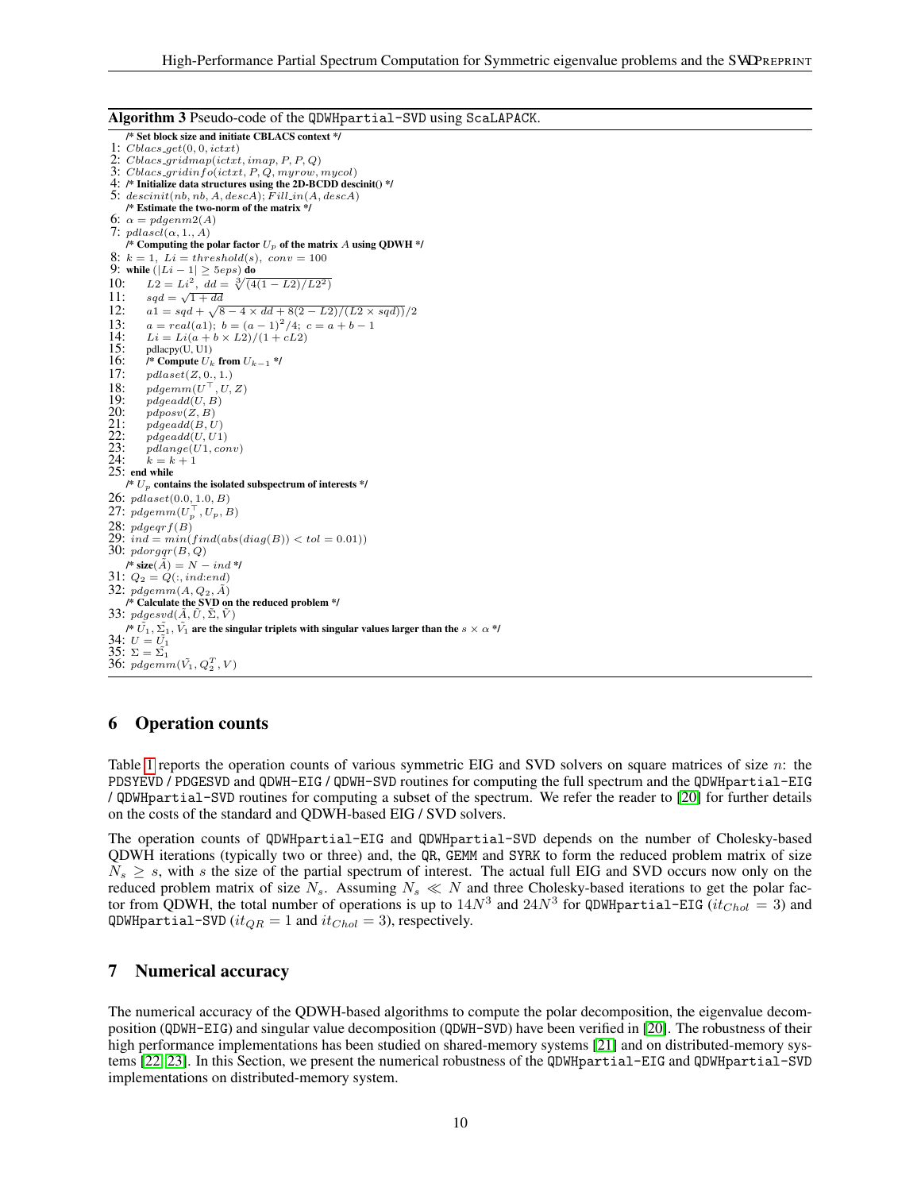**Algorithm 3** Pseudo-code of the QDWHpartial-SVD using ScaLAPACK.

```
   /* Set block size and initiate CBLACS context */
1: Cblacs_get(0, 0, ictxt)
2: Cblacs_gridmap(ictxt, imap, P, P, Q)
3: Cblacs_gridinfo(ictxt, P, Q, myrow, mycol)
4: /* Initialize data structures using the 2D-BCDD descinit() */
5: descinit(nb, nb, A, descA); Fill_in(A, descA)
   /* Estimate the two-norm of the matrix */
6: α = pdgenm2(A)
7: pdlascl(α, 1., A)
   /* Computing the polar factor U_p of the matrix A using QDWH */
8: k = 1, Li = threshold(s), conv = 100
9: while (|Li − 1| ≥ 5eps) do
10:    L2 = Li^2, dd = ∛(4(1 − L2)/L2^2)
11:    sqd = √(1 + dd)
12:    a1 = sqd + √(8 − 4 × dd + 8(2 − L2)/(L2 × sqd))/2
13:    a = real(a1); b = (a − 1)^2/4; c = a + b − 1
14:    Li = Li(a + b × L2)/(1 + cL2)
15:    pdlacpy(U, U1)
16:    /* Compute U_k from U_{k−1} */
17:    pdlaset(Z, 0., 1.)
18:    pdgemm(U^T, U, Z)
19:    pdgeadd(U, B)
20:    pdposv(Z, B)
21:    pdgeadd(B, U)
22:    pdgeadd(U, U1)
23:    pdlange(U1, conv)
24:    k = k + 1
25: end while
   /* U_p contains the isolated subspectrum of interests */
26: pdlaset(0.0, 1.0, B)
27: pdgemm(U_p^T, U_p, B)
28: pdgeqrf(B)
29: ind = min(find(abs(diag(B)) < tol = 0.01))
30: pdorgqr(B, Q)
   /* size(Ã) = N − ind */
31: Q_2 = Q(:, ind:end)
32: pdgemm(A, Q_2, Ã)
   /* Calculate the SVD on the reduced problem */
33: pdgesvd(Ã, Ũ, Σ̃, Ṽ)
   /* Ũ_1, Σ̃_1, Ṽ_1 are the singular triplets with singular values larger than the s × α */
34: U = Ũ_1
35: Σ = Σ̃_1
36: pdgemm(Ṽ_1, Q_2^T, V)
```

## 6 Operation counts

Table 1 reports the operation counts of various symmetric EIG and SVD solvers on square matrices of size $n$: the PDSYEVD / PDGESVD and QDWH-EIG / QDWH-SVD routines for computing the full spectrum and the QDWHpartial-EIG / QDWHpartial-SVD routines for computing a subset of the spectrum. We refer the reader to [20] for further details on the costs of the standard and QDWH-based EIG / SVD solvers.

The operation counts of QDWHpartial-EIG and QDWHpartial-SVD depends on the number of Cholesky-based QDWH iterations (typically two or three) and, the QR, GEMM and SYRK to form the reduced problem matrix of size $N_s \geq s$, with $s$ the size of the partial spectrum of interest. The actual full EIG and SVD occurs now only on the reduced problem matrix of size $N_s$. Assuming $N_s \ll N$ and three Cholesky-based iterations to get the polar factor from QDWH, the total number of operations is up to $14N^3$ and $24N^3$ for QDWHpartial-EIG ($it_{Chol} = 3$) and QDWHpartial-SVD ($it_{QR} = 1$ and $it_{Chol} = 3$), respectively.

## 7 Numerical accuracy

The numerical accuracy of the QDWH-based algorithms to compute the polar decomposition, the eigenvalue decomposition (QDWH-EIG) and singular value decomposition (QDWH-SVD) have been verified in [20]. The robustness of their high performance implementations has been studied on shared-memory systems [21] and on distributed-memory systems [22, 23]. In this Section, we present the numerical robustness of the QDWHpartial-EIG and QDWHpartial-SVD implementations on distributed-memory system.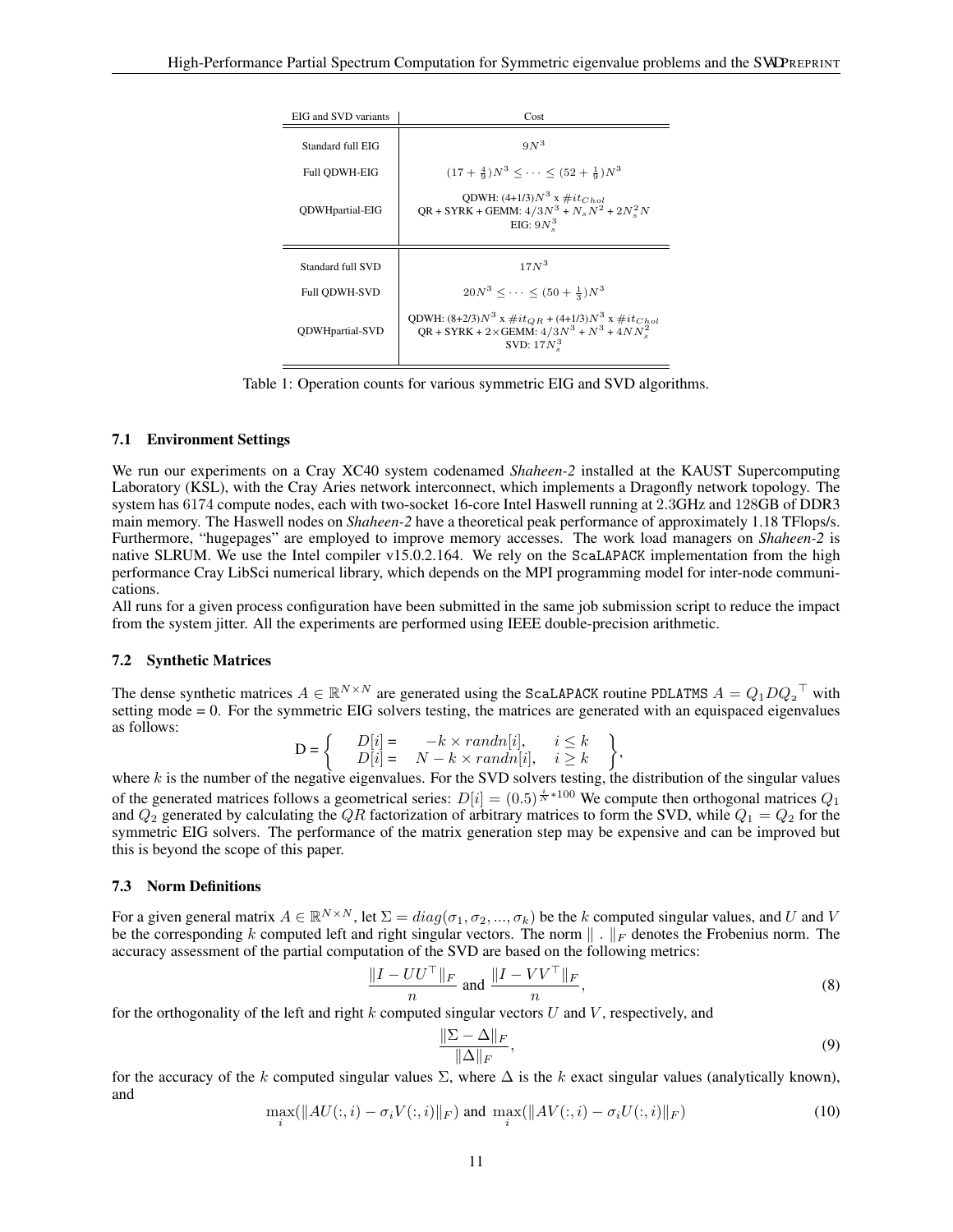| EIG and SVD variants | Cost |
|---|---|
| Standard full EIG | $9N^3$ |
| Full QDWH-EIG | $(17+\frac{4}{9})N^3 \leq \cdots \leq (52+\frac{1}{9})N^3$ |
| QDWHpartial-EIG | QDWH: (4+1/3)$N^3$ x $\#it_{Chol}$<br>QR + SYRK + GEMM: $4/3N^3$ + $N_sN^2$ + $2N_s^2N$<br>EIG: $9N_s^3$ |
| Standard full SVD | $17N^3$ |
| Full QDWH-SVD | $20N^3 \leq \cdots \leq (50+\frac{1}{3})N^3$ |
| QDWHpartial-SVD | QDWH: (8+2/3)$N^3$ x $\#it_{QR}$ + (4+1/3)$N^3$ x $\#it_{Chol}$<br>QR + SYRK + 2×GEMM: $4/3N^3$ + $N^3$ + $4NN_s^2$<br>SVD: $17N_s^3$ |

Table 1: Operation counts for various symmetric EIG and SVD algorithms.

### 7.1 Environment Settings

We run our experiments on a Cray XC40 system codenamed *Shaheen-2* installed at the KAUST Supercomputing Laboratory (KSL), with the Cray Aries network interconnect, which implements a Dragonfly network topology. The system has 6174 compute nodes, each with two-socket 16-core Intel Haswell running at 2.3GHz and 128GB of DDR3 main memory. The Haswell nodes on *Shaheen-2* have a theoretical peak performance of approximately 1.18 TFlops/s. Furthermore, "hugepages" are employed to improve memory accesses. The work load managers on *Shaheen-2* is native SLRUM. We use the Intel compiler v15.0.2.164. We rely on the ScaLAPACK implementation from the high performance Cray LibSci numerical library, which depends on the MPI programming model for inter-node communications.

All runs for a given process configuration have been submitted in the same job submission script to reduce the impact from the system jitter. All the experiments are performed using IEEE double-precision arithmetic.

### 7.2 Synthetic Matrices

The dense synthetic matrices $A \in \mathbb{R}^{N\times N}$ are generated using the ScaLAPACK routine PDLATMS $A = Q_1 D {Q_2}^\top$ with setting mode = 0. For the symmetric EIG solvers testing, the matrices are generated with an equispaced eigenvalues as follows:

$$
\text{D} = \left\{ \begin{array}{lll} D[i] = & -k \times randn[i], & i \leq k \\ D[i] = & N - k \times randn[i], & i \geq k \end{array} \right\},
$$

where $k$ is the number of the negative eigenvalues. For the SVD solvers testing, the distribution of the singular values of the generated matrices follows a geometrical series: $D[i] = (0.5)^{\frac{i}{N}*100}$ We compute then orthogonal matrices $Q_1$ and $Q_2$ generated by calculating the $QR$ factorization of arbitrary matrices to form the SVD, while $Q_1 = Q_2$ for the symmetric EIG solvers. The performance of the matrix generation step may be expensive and can be improved but this is beyond the scope of this paper.

### 7.3 Norm Definitions

For a given general matrix $A \in \mathbb{R}^{N\times N}$, let $\Sigma = diag(\sigma_1, \sigma_2, ..., \sigma_k)$ be the $k$ computed singular values, and $U$ and $V$ be the corresponding $k$ computed left and right singular vectors. The norm $\| \, . \, \|_F$ denotes the Frobenius norm. The accuracy assessment of the partial computation of the SVD are based on the following metrics:

$$
\frac{\|I - UU^\top\|_F}{n} \text{ and } \frac{\|I - VV^\top\|_F}{n}, \tag{8}
$$

for the orthogonality of the left and right $k$ computed singular vectors $U$ and $V$, respectively, and

$$
\frac{\|\Sigma - \Delta\|_F}{\|\Delta\|_F}, \tag{9}
$$

for the accuracy of the $k$ computed singular values $\Sigma$, where $\Delta$ is the $k$ exact singular values (analytically known), and

$$
\max_i(\|AU(:,i) - \sigma_i V(:,i)\|_F) \text{ and } \max_i(\|AV(:,i) - \sigma_i U(:,i)\|_F) \tag{10}
$$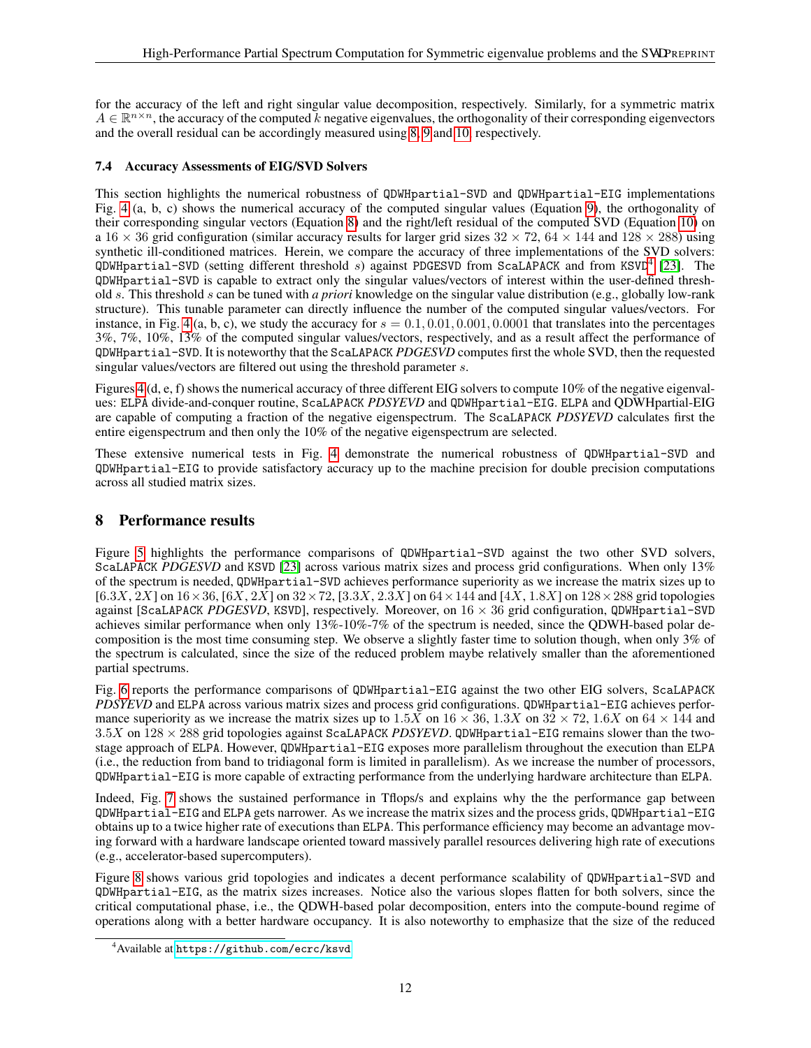for the accuracy of the left and right singular value decomposition, respectively. Similarly, for a symmetric matrix $A \in \mathbb{R}^{n\times n}$, the accuracy of the computed $k$ negative eigenvalues, the orthogonality of their corresponding eigenvectors and the overall residual can be accordingly measured using 8, 9 and 10, respectively.

### 7.4 Accuracy Assessments of EIG/SVD Solvers

This section highlights the numerical robustness of `QDWHpartial-SVD` and `QDWHpartial-EIG` implementations Fig. 4 (a, b, c) shows the numerical accuracy of the computed singular values (Equation 9), the orthogonality of their corresponding singular vectors (Equation 8) and the right/left residual of the computed SVD (Equation 10) on a $16 \times 36$ grid configuration (similar accuracy results for larger grid sizes $32 \times 72$, $64 \times 144$ and $128 \times 288$) using synthetic ill-conditioned matrices. Herein, we compare the accuracy of three implementations of the SVD solvers: `QDWHpartial-SVD` (setting different threshold $s$) against `PDGESVD` from `ScaLAPACK` and from `KSVD`[4] [23]. The `QDWHpartial-SVD` is capable to extract only the singular values/vectors of interest within the user-defined threshold $s$. This threshold $s$ can be tuned with *a priori* knowledge on the singular value distribution (e.g., globally low-rank structure). This tunable parameter can directly influence the number of the computed singular values/vectors. For instance, in Fig. 4 (a, b, c), we study the accuracy for $s = 0.1, 0.01, 0.001, 0.0001$ that translates into the percentages 3%, 7%, 10%, 13% of the computed singular values/vectors, respectively, and as a result affect the performance of `QDWHpartial-SVD`. It is noteworthy that the `ScaLAPACK` *PDGESVD* computes first the whole SVD, then the requested singular values/vectors are filtered out using the threshold parameter $s$.

Figures 4 (d, e, f) shows the numerical accuracy of three different EIG solvers to compute 10% of the negative eigenvalues: `ELPA` divide-and-conquer routine, `ScaLAPACK` *PDSYEVD* and `QDWHpartial-EIG`. `ELPA` and QDWHpartial-EIG are capable of computing a fraction of the negative eigenspectrum. The `ScaLAPACK` *PDSYEVD* calculates first the entire eigenspectrum and then only the 10% of the negative eigenspectrum are selected.

These extensive numerical tests in Fig. 4 demonstrate the numerical robustness of `QDWHpartial-SVD` and `QDWHpartial-EIG` to provide satisfactory accuracy up to the machine precision for double precision computations across all studied matrix sizes.

## 8 Performance results

Figure 5 highlights the performance comparisons of `QDWHpartial-SVD` against the two other SVD solvers, `ScaLAPACK` *PDGESVD* and `KSVD` [23] across various matrix sizes and process grid configurations. When only 13% of the spectrum is needed, `QDWHpartial-SVD` achieves performance superiority as we increase the matrix sizes up to $[6.3X, 2X]$ on $16 \times 36$, $[6X, 2X]$ on $32 \times 72$, $[3.3X, 2.3X]$ on $64 \times 144$ and $[4X, 1.8X]$ on $128 \times 288$ grid topologies against [`ScaLAPACK` *PDGESVD*, `KSVD`], respectively. Moreover, on $16 \times 36$ grid configuration, `QDWHpartial-SVD` achieves similar performance when only 13%-10%-7% of the spectrum is needed, since the QDWH-based polar decomposition is the most time consuming step. We observe a slightly faster time to solution though, when only 3% of the spectrum is calculated, since the size of the reduced problem maybe relatively smaller than the aforementioned partial spectrums.

Fig. 6 reports the performance comparisons of `QDWHpartial-EIG` against the two other EIG solvers, `ScaLAPACK` *PDSYEVD* and `ELPA` across various matrix sizes and process grid configurations. `QDWHpartial-EIG` achieves performance superiority as we increase the matrix sizes up to $1.5X$ on $16 \times 36$, $1.3X$ on $32 \times 72$, $1.6X$ on $64 \times 144$ and $3.5X$ on $128 \times 288$ grid topologies against `ScaLAPACK` *PDSYEVD*. `QDWHpartial-EIG` remains slower than the two-stage approach of `ELPA`. However, `QDWHpartial-EIG` exposes more parallelism throughout the execution than `ELPA` (i.e., the reduction from band to tridiagonal form is limited in parallelism). As we increase the number of processors, `QDWHpartial-EIG` is more capable of extracting performance from the underlying hardware architecture than `ELPA`.

Indeed, Fig. 7 shows the sustained performance in Tflops/s and explains why the the performance gap between `QDWHpartial-EIG` and `ELPA` gets narrower. As we increase the matrix sizes and the process grids, `QDWHpartial-EIG` obtains up to a twice higher rate of executions than `ELPA`. This performance efficiency may become an advantage moving forward with a hardware landscape oriented toward massively parallel resources delivering high rate of executions (e.g., accelerator-based supercomputers).

Figure 8 shows various grid topologies and indicates a decent performance scalability of `QDWHpartial-SVD` and `QDWHpartial-EIG`, as the matrix sizes increases. Notice also the various slopes flatten for both solvers, since the critical computational phase, i.e., the QDWH-based polar decomposition, enters into the compute-bound regime of operations along with a better hardware occupancy. It is also noteworthy to emphasize that the size of the reduced

[4] Available at https://github.com/ecrc/ksvd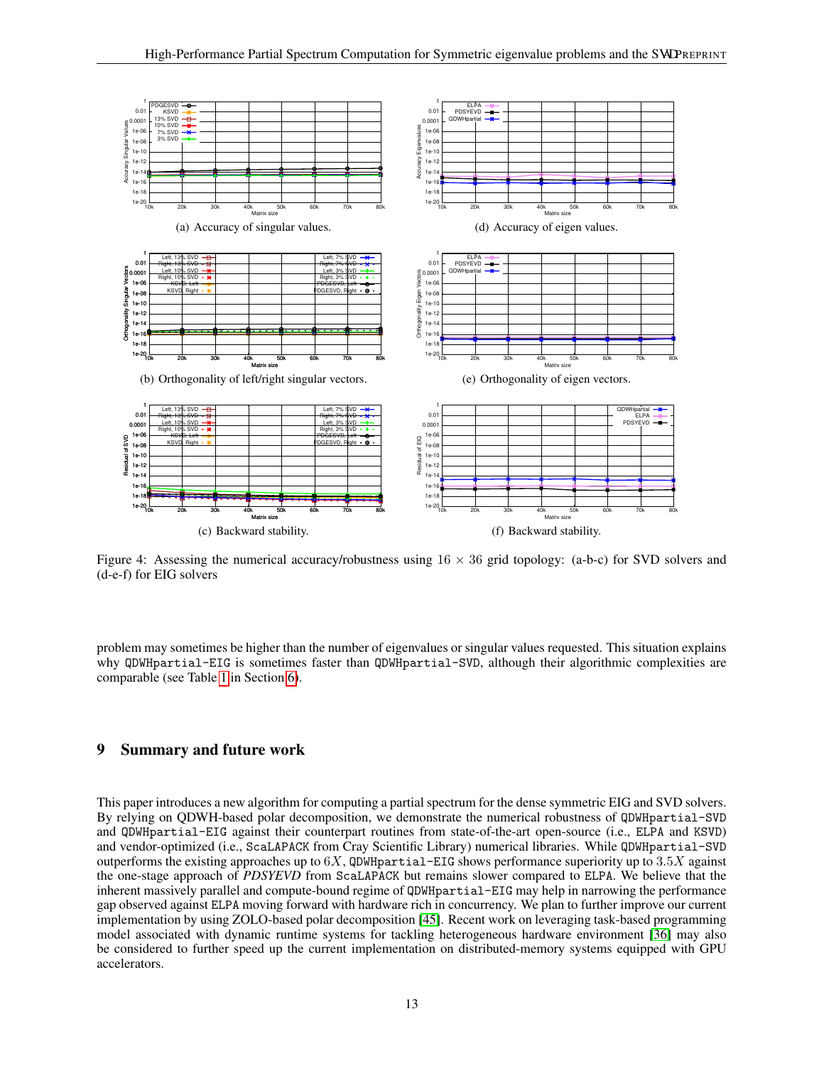(a) Accuracy of singular values.

(d) Accuracy of eigen values.

(b) Orthogonality of left/right singular vectors.

(e) Orthogonality of eigen vectors.

(c) Backward stability.

(f) Backward stability.

Figure 4: Assessing the numerical accuracy/robustness using $16 \times 36$ grid topology: (a-b-c) for SVD solvers and (d-e-f) for EIG solvers

problem may sometimes be higher than the number of eigenvalues or singular values requested. This situation explains why QDWHpartial-EIG is sometimes faster than QDWHpartial-SVD, although their algorithmic complexities are comparable (see Table 1 in Section 6).

## 9 Summary and future work

This paper introduces a new algorithm for computing a partial spectrum for the dense symmetric EIG and SVD solvers. By relying on QDWH-based polar decomposition, we demonstrate the numerical robustness of QDWHpartial-SVD and QDWHpartial-EIG against their counterpart routines from state-of-the-art open-source (i.e., ELPA and KSVD) and vendor-optimized (i.e., ScaLAPACK from Cray Scientific Library) numerical libraries. While QDWHpartial-SVD outperforms the existing approaches up to $6X$, QDWHpartial-EIG shows performance superiority up to $3.5X$ against the one-stage approach of *PDSYEVD* from ScaLAPACK but remains slower compared to ELPA. We believe that the inherent massively parallel and compute-bound regime of QDWHpartial-EIG may help in narrowing the performance gap observed against ELPA moving forward with hardware rich in concurrency. We plan to further improve our current implementation by using ZOLO-based polar decomposition [45]. Recent work on leveraging task-based programming model associated with dynamic runtime systems for tackling heterogeneous hardware environment [36] may also be considered to further speed up the current implementation on distributed-memory systems equipped with GPU accelerators.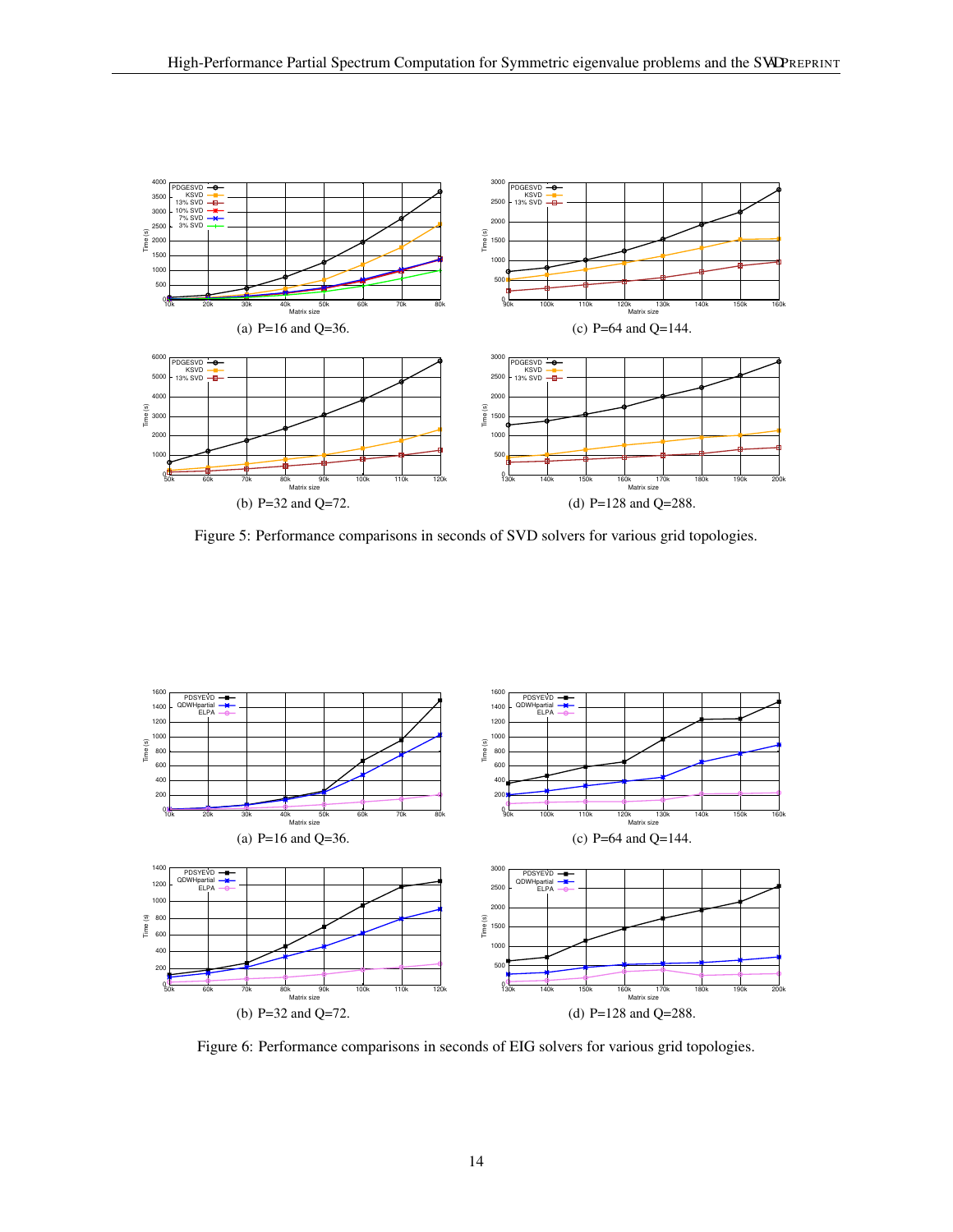(a) P=16 and Q=36.

(c) P=64 and Q=144.

(b) P=32 and Q=72.

(d) P=128 and Q=288.

Figure 5: Performance comparisons in seconds of SVD solvers for various grid topologies.

(a) P=16 and Q=36.

(c) P=64 and Q=144.

(b) P=32 and Q=72.

(d) P=128 and Q=288.

Figure 6: Performance comparisons in seconds of EIG solvers for various grid topologies.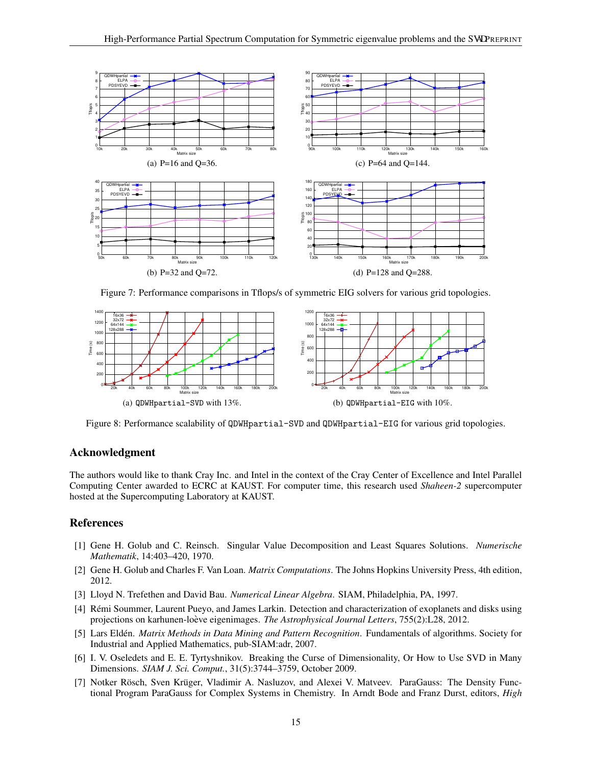(a) P=16 and Q=36.

(c) P=64 and Q=144.

(b) P=32 and Q=72.

(d) P=128 and Q=288.

Figure 7: Performance comparisons in Tflops/s of symmetric EIG solvers for various grid topologies.

(a) `QDWHpartial-SVD` with 13%.

(b) `QDWHpartial-EIG` with 10%.

Figure 8: Performance scalability of `QDWHpartial-SVD` and `QDWHpartial-EIG` for various grid topologies.

## Acknowledgment

The authors would like to thank Cray Inc. and Intel in the context of the Cray Center of Excellence and Intel Parallel Computing Center awarded to ECRC at KAUST. For computer time, this research used *Shaheen-2* supercomputer hosted at the Supercomputing Laboratory at KAUST.

## References

[1] Gene H. Golub and C. Reinsch. Singular Value Decomposition and Least Squares Solutions. *Numerische Mathematik*, 14:403–420, 1970.

[2] Gene H. Golub and Charles F. Van Loan. *Matrix Computations*. The Johns Hopkins University Press, 4th edition, 2012.

[3] Lloyd N. Trefethen and David Bau. *Numerical Linear Algebra*. SIAM, Philadelphia, PA, 1997.

[4] Rémi Soummer, Laurent Pueyo, and James Larkin. Detection and characterization of exoplanets and disks using projections on karhunen-loève eigenimages. *The Astrophysical Journal Letters*, 755(2):L28, 2012.

[5] Lars Eldén. *Matrix Methods in Data Mining and Pattern Recognition*. Fundamentals of algorithms. Society for Industrial and Applied Mathematics, pub-SIAM:adr, 2007.

[6] I. V. Oseledets and E. E. Tyrtyshnikov. Breaking the Curse of Dimensionality, Or How to Use SVD in Many Dimensions. *SIAM J. Sci. Comput.*, 31(5):3744–3759, October 2009.

[7] Notker Rösch, Sven Krüger, Vladimir A. Nasluzov, and Alexei V. Matveev. ParaGauss: The Density Functional Program ParaGauss for Complex Systems in Chemistry. In Arndt Bode and Franz Durst, editors, *High*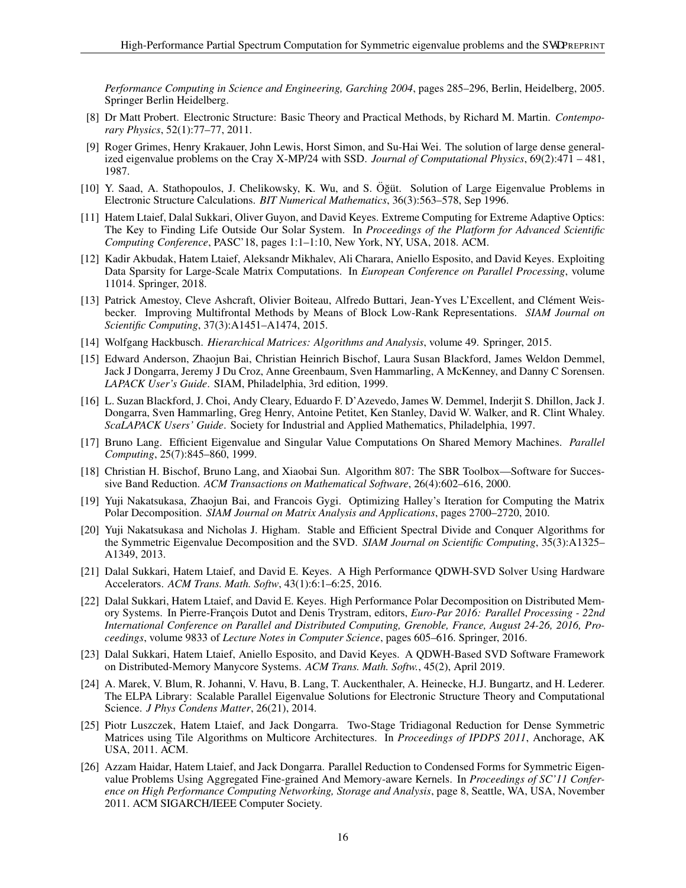*Performance Computing in Science and Engineering, Garching 2004*, pages 285–296, Berlin, Heidelberg, 2005. Springer Berlin Heidelberg.

[8] Dr Matt Probert. Electronic Structure: Basic Theory and Practical Methods, by Richard M. Martin. *Contemporary Physics*, 52(1):77–77, 2011.

[9] Roger Grimes, Henry Krakauer, John Lewis, Horst Simon, and Su-Hai Wei. The solution of large dense generalized eigenvalue problems on the Cray X-MP/24 with SSD. *Journal of Computational Physics*, 69(2):471 – 481, 1987.

[10] Y. Saad, A. Stathopoulos, J. Chelikowsky, K. Wu, and S. Öğüt. Solution of Large Eigenvalue Problems in Electronic Structure Calculations. *BIT Numerical Mathematics*, 36(3):563–578, Sep 1996.

[11] Hatem Ltaief, Dalal Sukkari, Oliver Guyon, and David Keyes. Extreme Computing for Extreme Adaptive Optics: The Key to Finding Life Outside Our Solar System. In *Proceedings of the Platform for Advanced Scientific Computing Conference*, PASC'18, pages 1:1–1:10, New York, NY, USA, 2018. ACM.

[12] Kadir Akbudak, Hatem Ltaief, Aleksandr Mikhalev, Ali Charara, Aniello Esposito, and David Keyes. Exploiting Data Sparsity for Large-Scale Matrix Computations. In *European Conference on Parallel Processing*, volume 11014. Springer, 2018.

[13] Patrick Amestoy, Cleve Ashcraft, Olivier Boiteau, Alfredo Buttari, Jean-Yves L'Excellent, and Clément Weisbecker. Improving Multifrontal Methods by Means of Block Low-Rank Representations. *SIAM Journal on Scientific Computing*, 37(3):A1451–A1474, 2015.

[14] Wolfgang Hackbusch. *Hierarchical Matrices: Algorithms and Analysis*, volume 49. Springer, 2015.

[15] Edward Anderson, Zhaojun Bai, Christian Heinrich Bischof, Laura Susan Blackford, James Weldon Demmel, Jack J Dongarra, Jeremy J Du Croz, Anne Greenbaum, Sven Hammarling, A McKenney, and Danny C Sorensen. *LAPACK User's Guide*. SIAM, Philadelphia, 3rd edition, 1999.

[16] L. Suzan Blackford, J. Choi, Andy Cleary, Eduardo F. D'Azevedo, James W. Demmel, Inderjit S. Dhillon, Jack J. Dongarra, Sven Hammarling, Greg Henry, Antoine Petitet, Ken Stanley, David W. Walker, and R. Clint Whaley. *ScaLAPACK Users' Guide*. Society for Industrial and Applied Mathematics, Philadelphia, 1997.

[17] Bruno Lang. Efficient Eigenvalue and Singular Value Computations On Shared Memory Machines. *Parallel Computing*, 25(7):845–860, 1999.

[18] Christian H. Bischof, Bruno Lang, and Xiaobai Sun. Algorithm 807: The SBR Toolbox—Software for Successive Band Reduction. *ACM Transactions on Mathematical Software*, 26(4):602–616, 2000.

[19] Yuji Nakatsukasa, Zhaojun Bai, and Francois Gygi. Optimizing Halley's Iteration for Computing the Matrix Polar Decomposition. *SIAM Journal on Matrix Analysis and Applications*, pages 2700–2720, 2010.

[20] Yuji Nakatsukasa and Nicholas J. Higham. Stable and Efficient Spectral Divide and Conquer Algorithms for the Symmetric Eigenvalue Decomposition and the SVD. *SIAM Journal on Scientific Computing*, 35(3):A1325–A1349, 2013.

[21] Dalal Sukkari, Hatem Ltaief, and David E. Keyes. A High Performance QDWH-SVD Solver Using Hardware Accelerators. *ACM Trans. Math. Softw*, 43(1):6:1–6:25, 2016.

[22] Dalal Sukkari, Hatem Ltaief, and David E. Keyes. High Performance Polar Decomposition on Distributed Memory Systems. In Pierre-François Dutot and Denis Trystram, editors, *Euro-Par 2016: Parallel Processing - 22nd International Conference on Parallel and Distributed Computing, Grenoble, France, August 24-26, 2016, Proceedings*, volume 9833 of *Lecture Notes in Computer Science*, pages 605–616. Springer, 2016.

[23] Dalal Sukkari, Hatem Ltaief, Aniello Esposito, and David Keyes. A QDWH-Based SVD Software Framework on Distributed-Memory Manycore Systems. *ACM Trans. Math. Softw.*, 45(2), April 2019.

[24] A. Marek, V. Blum, R. Johanni, V. Havu, B. Lang, T. Auckenthaler, A. Heinecke, H.J. Bungartz, and H. Lederer. The ELPA Library: Scalable Parallel Eigenvalue Solutions for Electronic Structure Theory and Computational Science. *J Phys Condens Matter*, 26(21), 2014.

[25] Piotr Luszczek, Hatem Ltaief, and Jack Dongarra. Two-Stage Tridiagonal Reduction for Dense Symmetric Matrices using Tile Algorithms on Multicore Architectures. In *Proceedings of IPDPS 2011*, Anchorage, AK USA, 2011. ACM.

[26] Azzam Haidar, Hatem Ltaief, and Jack Dongarra. Parallel Reduction to Condensed Forms for Symmetric Eigenvalue Problems Using Aggregated Fine-grained And Memory-aware Kernels. In *Proceedings of SC'11 Conference on High Performance Computing Networking, Storage and Analysis*, page 8, Seattle, WA, USA, November 2011. ACM SIGARCH/IEEE Computer Society.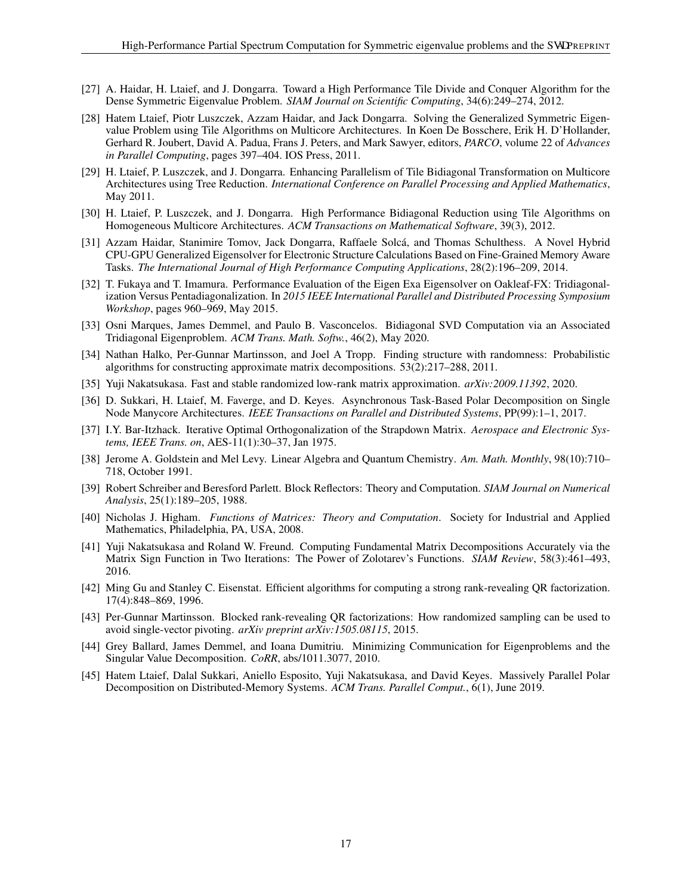[27] A. Haidar, H. Ltaief, and J. Dongarra. Toward a High Performance Tile Divide and Conquer Algorithm for the Dense Symmetric Eigenvalue Problem. *SIAM Journal on Scientific Computing*, 34(6):249–274, 2012.

[28] Hatem Ltaief, Piotr Luszczek, Azzam Haidar, and Jack Dongarra. Solving the Generalized Symmetric Eigenvalue Problem using Tile Algorithms on Multicore Architectures. In Koen De Bosschere, Erik H. D'Hollander, Gerhard R. Joubert, David A. Padua, Frans J. Peters, and Mark Sawyer, editors, *PARCO*, volume 22 of *Advances in Parallel Computing*, pages 397–404. IOS Press, 2011.

[29] H. Ltaief, P. Luszczek, and J. Dongarra. Enhancing Parallelism of Tile Bidiagonal Transformation on Multicore Architectures using Tree Reduction. *International Conference on Parallel Processing and Applied Mathematics*, May 2011.

[30] H. Ltaief, P. Luszczek, and J. Dongarra. High Performance Bidiagonal Reduction using Tile Algorithms on Homogeneous Multicore Architectures. *ACM Transactions on Mathematical Software*, 39(3), 2012.

[31] Azzam Haidar, Stanimire Tomov, Jack Dongarra, Raffaele Solcá, and Thomas Schulthess. A Novel Hybrid CPU-GPU Generalized Eigensolver for Electronic Structure Calculations Based on Fine-Grained Memory Aware Tasks. *The International Journal of High Performance Computing Applications*, 28(2):196–209, 2014.

[32] T. Fukaya and T. Imamura. Performance Evaluation of the Eigen Exa Eigensolver on Oakleaf-FX: Tridiagonalization Versus Pentadiagonalization. In *2015 IEEE International Parallel and Distributed Processing Symposium Workshop*, pages 960–969, May 2015.

[33] Osni Marques, James Demmel, and Paulo B. Vasconcelos. Bidiagonal SVD Computation via an Associated Tridiagonal Eigenproblem. *ACM Trans. Math. Softw.*, 46(2), May 2020.

[34] Nathan Halko, Per-Gunnar Martinsson, and Joel A Tropp. Finding structure with randomness: Probabilistic algorithms for constructing approximate matrix decompositions. 53(2):217–288, 2011.

[35] Yuji Nakatsukasa. Fast and stable randomized low-rank matrix approximation. *arXiv:2009.11392*, 2020.

[36] D. Sukkari, H. Ltaief, M. Faverge, and D. Keyes. Asynchronous Task-Based Polar Decomposition on Single Node Manycore Architectures. *IEEE Transactions on Parallel and Distributed Systems*, PP(99):1–1, 2017.

[37] I.Y. Bar-Itzhack. Iterative Optimal Orthogonalization of the Strapdown Matrix. *Aerospace and Electronic Systems, IEEE Trans. on*, AES-11(1):30–37, Jan 1975.

[38] Jerome A. Goldstein and Mel Levy. Linear Algebra and Quantum Chemistry. *Am. Math. Monthly*, 98(10):710–718, October 1991.

[39] Robert Schreiber and Beresford Parlett. Block Reflectors: Theory and Computation. *SIAM Journal on Numerical Analysis*, 25(1):189–205, 1988.

[40] Nicholas J. Higham. *Functions of Matrices: Theory and Computation*. Society for Industrial and Applied Mathematics, Philadelphia, PA, USA, 2008.

[41] Yuji Nakatsukasa and Roland W. Freund. Computing Fundamental Matrix Decompositions Accurately via the Matrix Sign Function in Two Iterations: The Power of Zolotarev's Functions. *SIAM Review*, 58(3):461–493, 2016.

[42] Ming Gu and Stanley C. Eisenstat. Efficient algorithms for computing a strong rank-revealing QR factorization. 17(4):848–869, 1996.

[43] Per-Gunnar Martinsson. Blocked rank-revealing QR factorizations: How randomized sampling can be used to avoid single-vector pivoting. *arXiv preprint arXiv:1505.08115*, 2015.

[44] Grey Ballard, James Demmel, and Ioana Dumitriu. Minimizing Communication for Eigenproblems and the Singular Value Decomposition. *CoRR*, abs/1011.3077, 2010.

[45] Hatem Ltaief, Dalal Sukkari, Aniello Esposito, Yuji Nakatsukasa, and David Keyes. Massively Parallel Polar Decomposition on Distributed-Memory Systems. *ACM Trans. Parallel Comput.*, 6(1), June 2019.